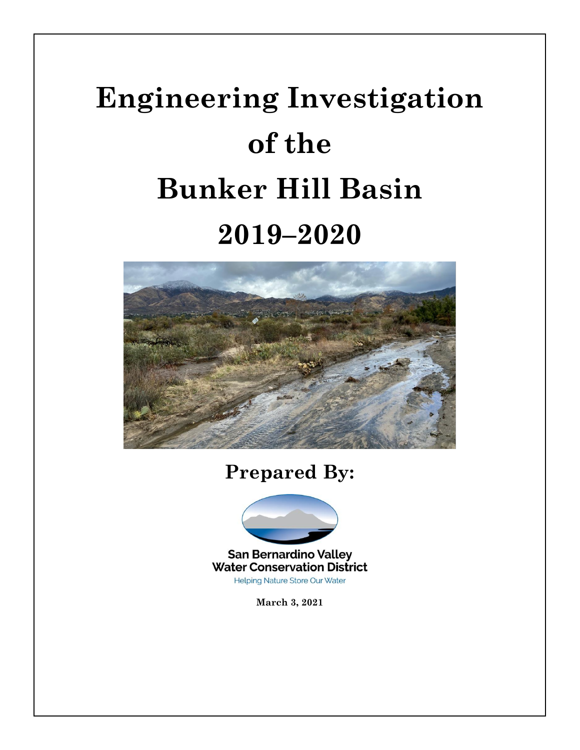# Engineering Investigation of the Bunker Hill Basin 2019–2020

**Prepared By:**

San Bernardino Valley Water Conservation District

Helping Nature Store Our Water

**March 3, 2021**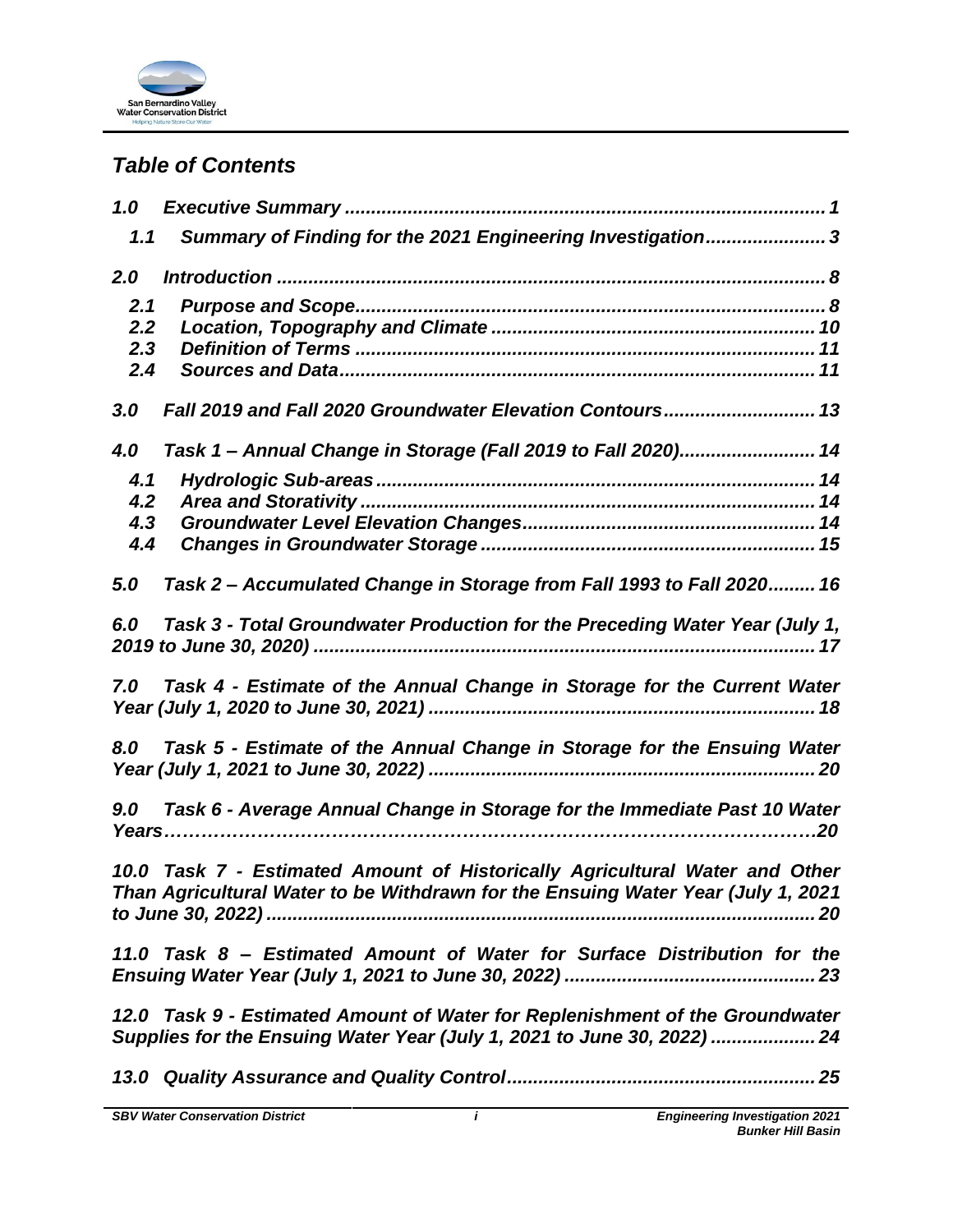## *Table of Contents*

***1.0 Executive Summary .......................................................................................... 1***

***1.1 Summary of Finding for the 2021 Engineering Investigation...................... 3***

***2.0 Introduction ....................................................................................................... 8***

***2.1 Purpose and Scope........................................................................................ 8***

***2.2 Location, Topography and Climate ............................................................ 10***

***2.3 Definition of Terms ...................................................................................... 11***

***2.4 Sources and Data......................................................................................... 11***

***3.0 Fall 2019 and Fall 2020 Groundwater Elevation Contours............................ 13***

***4.0 Task 1 – Annual Change in Storage (Fall 2019 to Fall 2020)......................... 14***

***4.1 Hydrologic Sub-areas .................................................................................. 14***

***4.2 Area and Storativity ..................................................................................... 14***

***4.3 Groundwater Level Elevation Changes....................................................... 14***

***4.4 Changes in Groundwater Storage ............................................................... 15***

***5.0 Task 2 – Accumulated Change in Storage from Fall 1993 to Fall 2020......... 16***

***6.0 Task 3 - Total Groundwater Production for the Preceding Water Year (July 1, 2019 to June 30, 2020) .............................................................................................. 17***

***7.0 Task 4 - Estimate of the Annual Change in Storage for the Current Water Year (July 1, 2020 to June 30, 2021) ......................................................................... 18***

***8.0 Task 5 - Estimate of the Annual Change in Storage for the Ensuing Water Year (July 1, 2021 to June 30, 2022) ......................................................................... 20***

***9.0 Task 6 - Average Annual Change in Storage for the Immediate Past 10 Water Years…………………………………………………………………………………………20***

***10.0 Task 7 - Estimated Amount of Historically Agricultural Water and Other Than Agricultural Water to be Withdrawn for the Ensuing Water Year (July 1, 2021 to June 30, 2022) ........................................................................................................ 20***

***11.0 Task 8 – Estimated Amount of Water for Surface Distribution for the Ensuing Water Year (July 1, 2021 to June 30, 2022) ............................................... 23***

***12.0 Task 9 - Estimated Amount of Water for Replenishment of the Groundwater Supplies for the Ensuing Water Year (July 1, 2021 to June 30, 2022) .................... 24***

***13.0 Quality Assurance and Quality Control.......................................................... 25***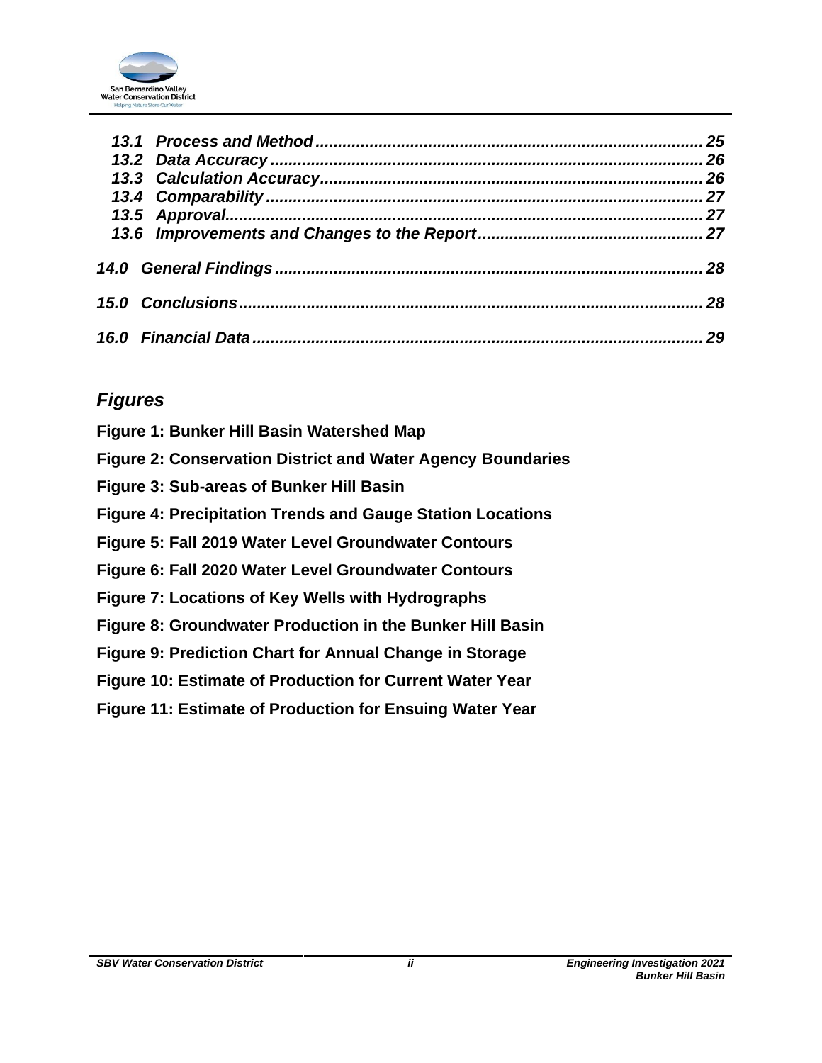*13.1 Process and Method* ..... 25
*13.2 Data Accuracy* ..... 26
*13.3 Calculation Accuracy* ..... 26
*13.4 Comparability* ..... 27
*13.5 Approval* ..... 27
*13.6 Improvements and Changes to the Report* ..... 27

*14.0 General Findings* ..... 28

*15.0 Conclusions* ..... 28

*16.0 Financial Data* ..... 29

## *Figures*

**Figure 1: Bunker Hill Basin Watershed Map**

**Figure 2: Conservation District and Water Agency Boundaries**

**Figure 3: Sub-areas of Bunker Hill Basin**

**Figure 4: Precipitation Trends and Gauge Station Locations**

**Figure 5: Fall 2019 Water Level Groundwater Contours**

**Figure 6: Fall 2020 Water Level Groundwater Contours**

**Figure 7: Locations of Key Wells with Hydrographs**

**Figure 8: Groundwater Production in the Bunker Hill Basin**

**Figure 9: Prediction Chart for Annual Change in Storage**

**Figure 10: Estimate of Production for Current Water Year**

**Figure 11: Estimate of Production for Ensuing Water Year**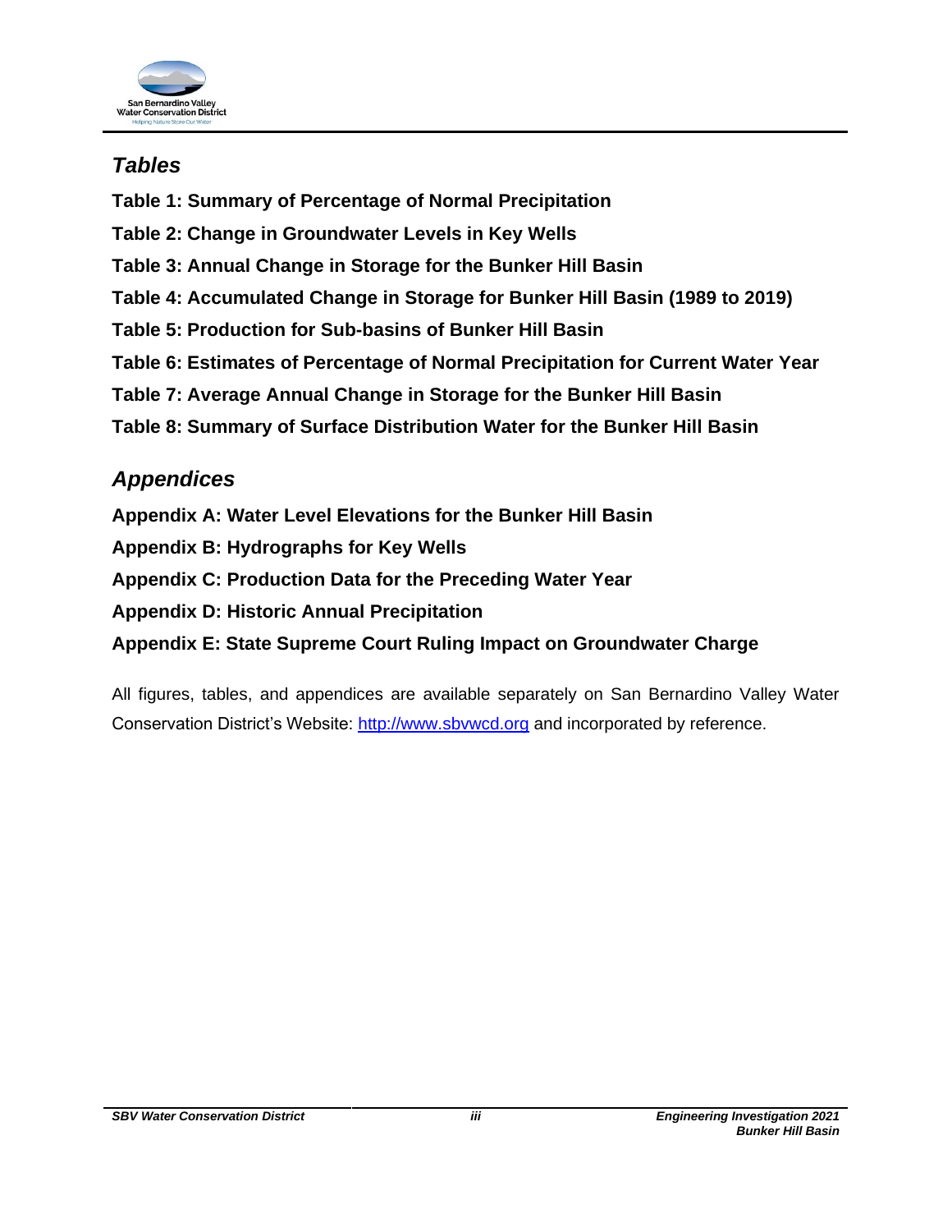## *Tables*

**Table 1: Summary of Percentage of Normal Precipitation**

**Table 2: Change in Groundwater Levels in Key Wells**

**Table 3: Annual Change in Storage for the Bunker Hill Basin**

**Table 4: Accumulated Change in Storage for Bunker Hill Basin (1989 to 2019)**

**Table 5: Production for Sub-basins of Bunker Hill Basin**

**Table 6: Estimates of Percentage of Normal Precipitation for Current Water Year**

**Table 7: Average Annual Change in Storage for the Bunker Hill Basin**

**Table 8: Summary of Surface Distribution Water for the Bunker Hill Basin**

## *Appendices*

**Appendix A: Water Level Elevations for the Bunker Hill Basin**

**Appendix B: Hydrographs for Key Wells**

**Appendix C: Production Data for the Preceding Water Year**

**Appendix D: Historic Annual Precipitation**

**Appendix E: State Supreme Court Ruling Impact on Groundwater Charge**

All figures, tables, and appendices are available separately on San Bernardino Valley Water Conservation District's Website: [http://www.sbvwcd.org](http://www.sbvwcd.org) and incorporated by reference.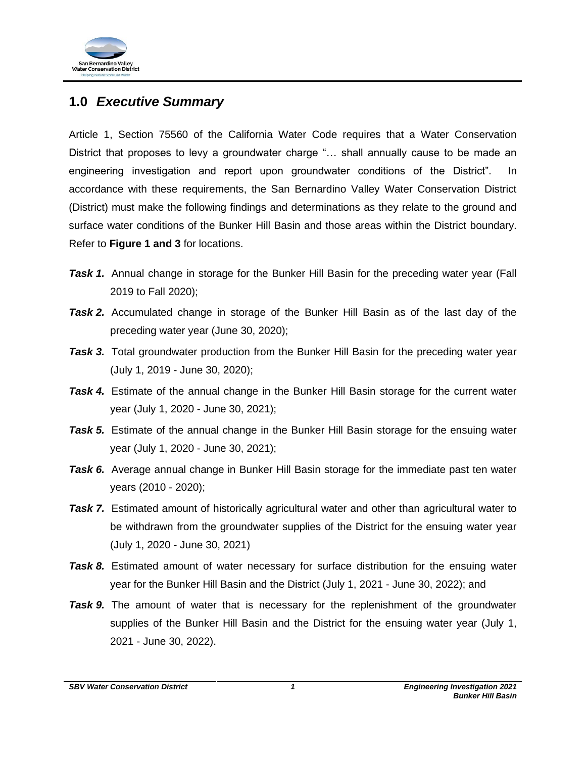## 1.0 *Executive Summary*

Article 1, Section 75560 of the California Water Code requires that a Water Conservation District that proposes to levy a groundwater charge "… shall annually cause to be made an engineering investigation and report upon groundwater conditions of the District". In accordance with these requirements, the San Bernardino Valley Water Conservation District (District) must make the following findings and determinations as they relate to the ground and surface water conditions of the Bunker Hill Basin and those areas within the District boundary. Refer to **Figure 1 and 3** for locations.

***Task 1.*** Annual change in storage for the Bunker Hill Basin for the preceding water year (Fall 2019 to Fall 2020);

***Task 2.*** Accumulated change in storage of the Bunker Hill Basin as of the last day of the preceding water year (June 30, 2020);

***Task 3.*** Total groundwater production from the Bunker Hill Basin for the preceding water year (July 1, 2019 - June 30, 2020);

***Task 4.*** Estimate of the annual change in the Bunker Hill Basin storage for the current water year (July 1, 2020 - June 30, 2021);

***Task 5.*** Estimate of the annual change in the Bunker Hill Basin storage for the ensuing water year (July 1, 2020 - June 30, 2021);

***Task 6.*** Average annual change in Bunker Hill Basin storage for the immediate past ten water years (2010 - 2020);

***Task 7.*** Estimated amount of historically agricultural water and other than agricultural water to be withdrawn from the groundwater supplies of the District for the ensuing water year (July 1, 2020 - June 30, 2021)

***Task 8.*** Estimated amount of water necessary for surface distribution for the ensuing water year for the Bunker Hill Basin and the District (July 1, 2021 - June 30, 2022); and

***Task 9.*** The amount of water that is necessary for the replenishment of the groundwater supplies of the Bunker Hill Basin and the District for the ensuing water year (July 1, 2021 - June 30, 2022).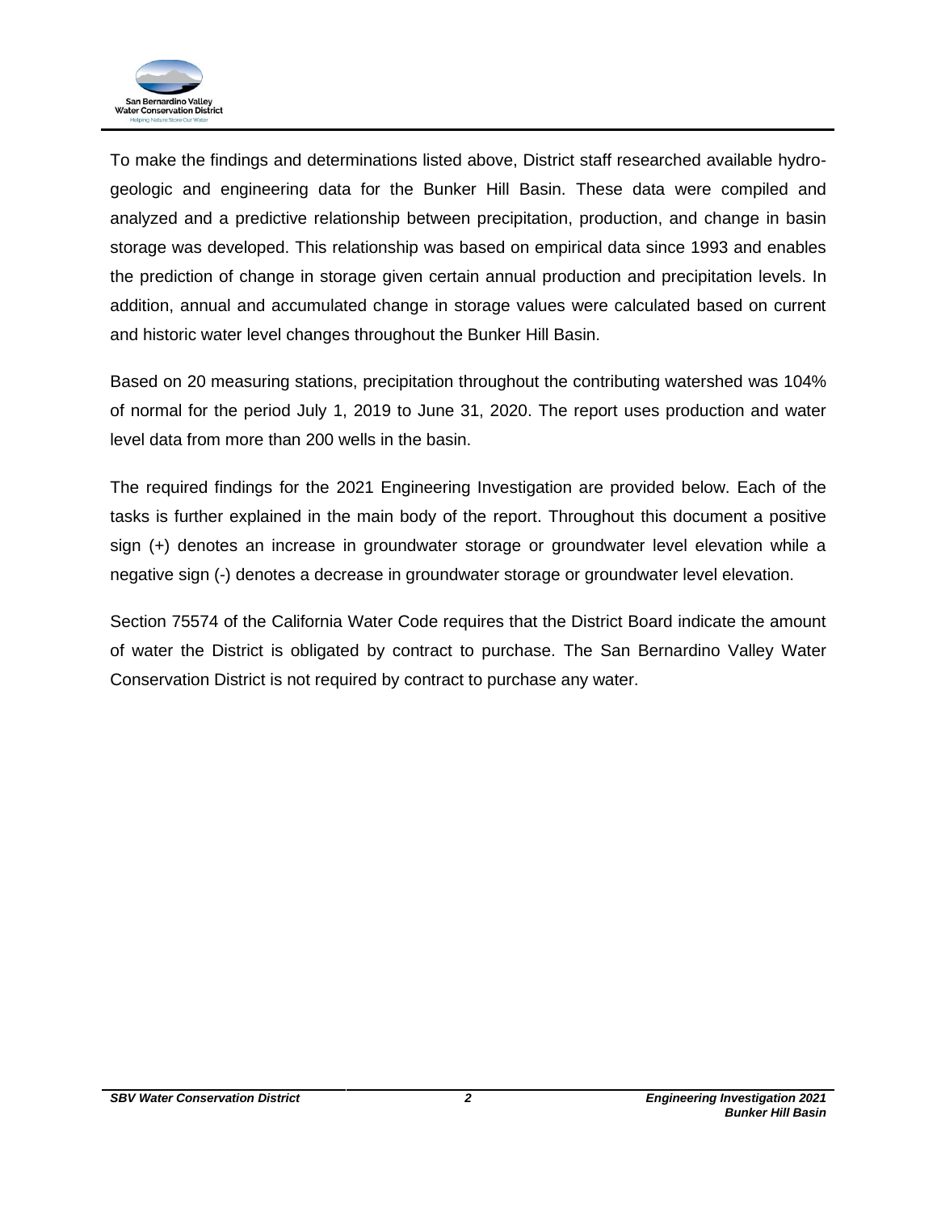To make the findings and determinations listed above, District staff researched available hydro-geologic and engineering data for the Bunker Hill Basin. These data were compiled and analyzed and a predictive relationship between precipitation, production, and change in basin storage was developed. This relationship was based on empirical data since 1993 and enables the prediction of change in storage given certain annual production and precipitation levels. In addition, annual and accumulated change in storage values were calculated based on current and historic water level changes throughout the Bunker Hill Basin.

Based on 20 measuring stations, precipitation throughout the contributing watershed was 104% of normal for the period July 1, 2019 to June 31, 2020. The report uses production and water level data from more than 200 wells in the basin.

The required findings for the 2021 Engineering Investigation are provided below. Each of the tasks is further explained in the main body of the report. Throughout this document a positive sign (+) denotes an increase in groundwater storage or groundwater level elevation while a negative sign (-) denotes a decrease in groundwater storage or groundwater level elevation.

Section 75574 of the California Water Code requires that the District Board indicate the amount of water the District is obligated by contract to purchase. The San Bernardino Valley Water Conservation District is not required by contract to purchase any water.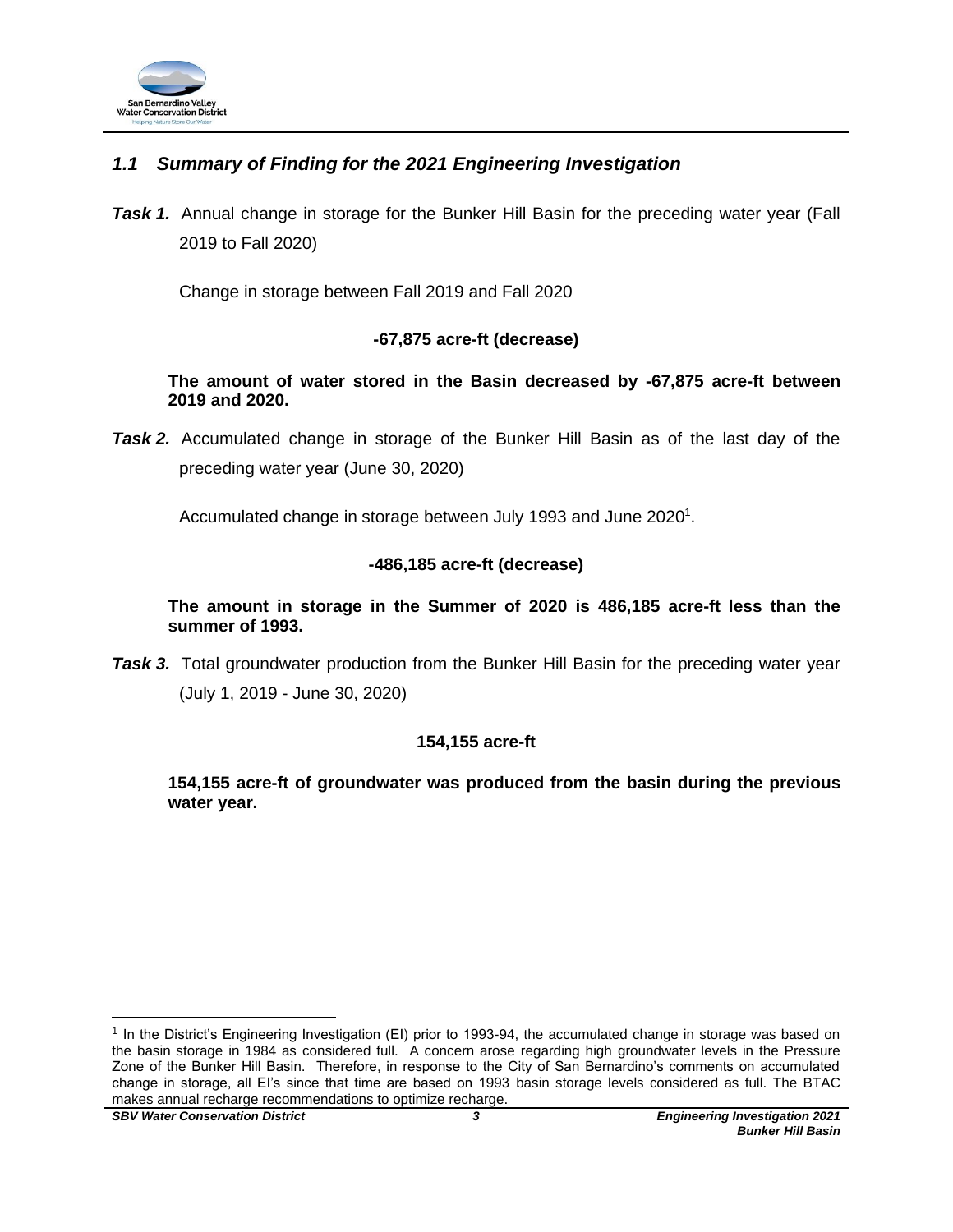## *1.1 Summary of Finding for the 2021 Engineering Investigation*

***Task 1.*** Annual change in storage for the Bunker Hill Basin for the preceding water year (Fall 2019 to Fall 2020)

Change in storage between Fall 2019 and Fall 2020

**-67,875 acre-ft (decrease)**

**The amount of water stored in the Basin decreased by -67,875 acre-ft between 2019 and 2020.**

***Task 2.*** Accumulated change in storage of the Bunker Hill Basin as of the last day of the preceding water year (June 30, 2020)

Accumulated change in storage between July 1993 and June 2020[1].

**-486,185 acre-ft (decrease)**

**The amount in storage in the Summer of 2020 is 486,185 acre-ft less than the summer of 1993.**

***Task 3.*** Total groundwater production from the Bunker Hill Basin for the preceding water year (July 1, 2019 - June 30, 2020)

**154,155 acre-ft**

**154,155 acre-ft of groundwater was produced from the basin during the previous water year.**

---

[1] In the District's Engineering Investigation (EI) prior to 1993-94, the accumulated change in storage was based on the basin storage in 1984 as considered full. A concern arose regarding high groundwater levels in the Pressure Zone of the Bunker Hill Basin. Therefore, in response to the City of San Bernardino's comments on accumulated change in storage, all EI's since that time are based on 1993 basin storage levels considered as full. The BTAC makes annual recharge recommendations to optimize recharge.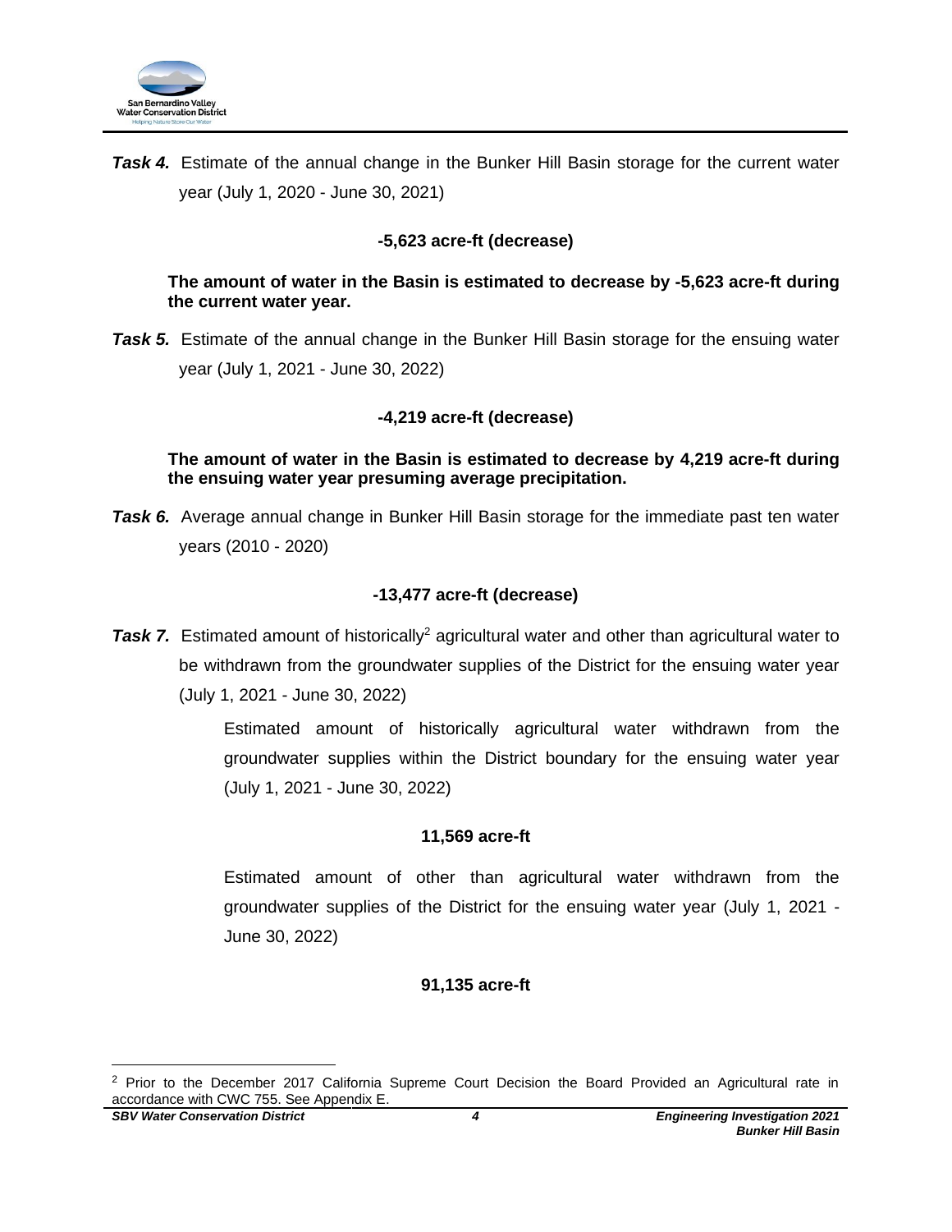***Task 4.*** Estimate of the annual change in the Bunker Hill Basin storage for the current water year (July 1, 2020 - June 30, 2021)

**-5,623 acre-ft (decrease)**

**The amount of water in the Basin is estimated to decrease by -5,623 acre-ft during the current water year.**

***Task 5.*** Estimate of the annual change in the Bunker Hill Basin storage for the ensuing water year (July 1, 2021 - June 30, 2022)

**-4,219 acre-ft (decrease)**

**The amount of water in the Basin is estimated to decrease by 4,219 acre-ft during the ensuing water year presuming average precipitation.**

***Task 6.*** Average annual change in Bunker Hill Basin storage for the immediate past ten water years (2010 - 2020)

**-13,477 acre-ft (decrease)**

***Task 7.*** Estimated amount of historically[2] agricultural water and other than agricultural water to be withdrawn from the groundwater supplies of the District for the ensuing water year (July 1, 2021 - June 30, 2022)

Estimated amount of historically agricultural water withdrawn from the groundwater supplies within the District boundary for the ensuing water year (July 1, 2021 - June 30, 2022)

**11,569 acre-ft**

Estimated amount of other than agricultural water withdrawn from the groundwater supplies of the District for the ensuing water year (July 1, 2021 - June 30, 2022)

**91,135 acre-ft**

[2] Prior to the December 2017 California Supreme Court Decision the Board Provided an Agricultural rate in accordance with CWC 755. See Appendix E.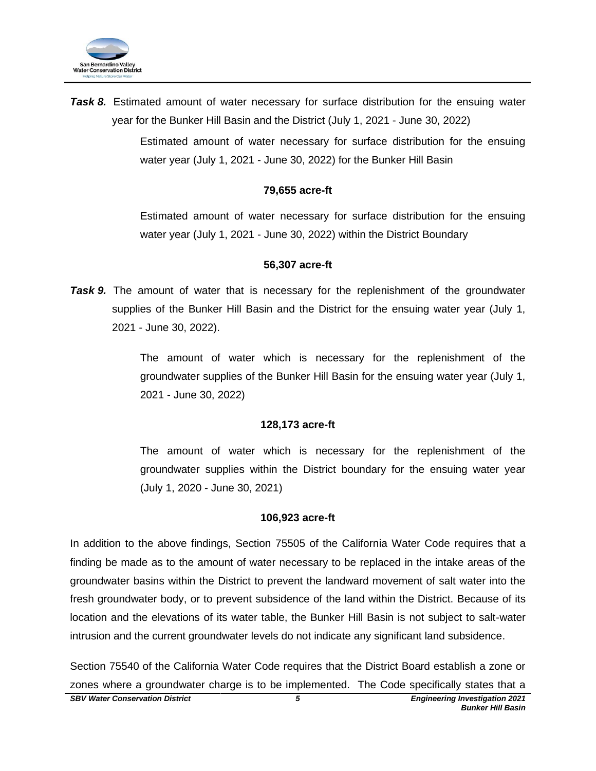***Task 8.*** Estimated amount of water necessary for surface distribution for the ensuing water year for the Bunker Hill Basin and the District (July 1, 2021 - June 30, 2022)

Estimated amount of water necessary for surface distribution for the ensuing water year (July 1, 2021 - June 30, 2022) for the Bunker Hill Basin

**79,655 acre-ft**

Estimated amount of water necessary for surface distribution for the ensuing water year (July 1, 2021 - June 30, 2022) within the District Boundary

**56,307 acre-ft**

***Task 9.*** The amount of water that is necessary for the replenishment of the groundwater supplies of the Bunker Hill Basin and the District for the ensuing water year (July 1, 2021 - June 30, 2022).

The amount of water which is necessary for the replenishment of the groundwater supplies of the Bunker Hill Basin for the ensuing water year (July 1, 2021 - June 30, 2022)

**128,173 acre-ft**

The amount of water which is necessary for the replenishment of the groundwater supplies within the District boundary for the ensuing water year (July 1, 2020 - June 30, 2021)

**106,923 acre-ft**

In addition to the above findings, Section 75505 of the California Water Code requires that a finding be made as to the amount of water necessary to be replaced in the intake areas of the groundwater basins within the District to prevent the landward movement of salt water into the fresh groundwater body, or to prevent subsidence of the land within the District. Because of its location and the elevations of its water table, the Bunker Hill Basin is not subject to salt-water intrusion and the current groundwater levels do not indicate any significant land subsidence.

Section 75540 of the California Water Code requires that the District Board establish a zone or zones where a groundwater charge is to be implemented. The Code specifically states that a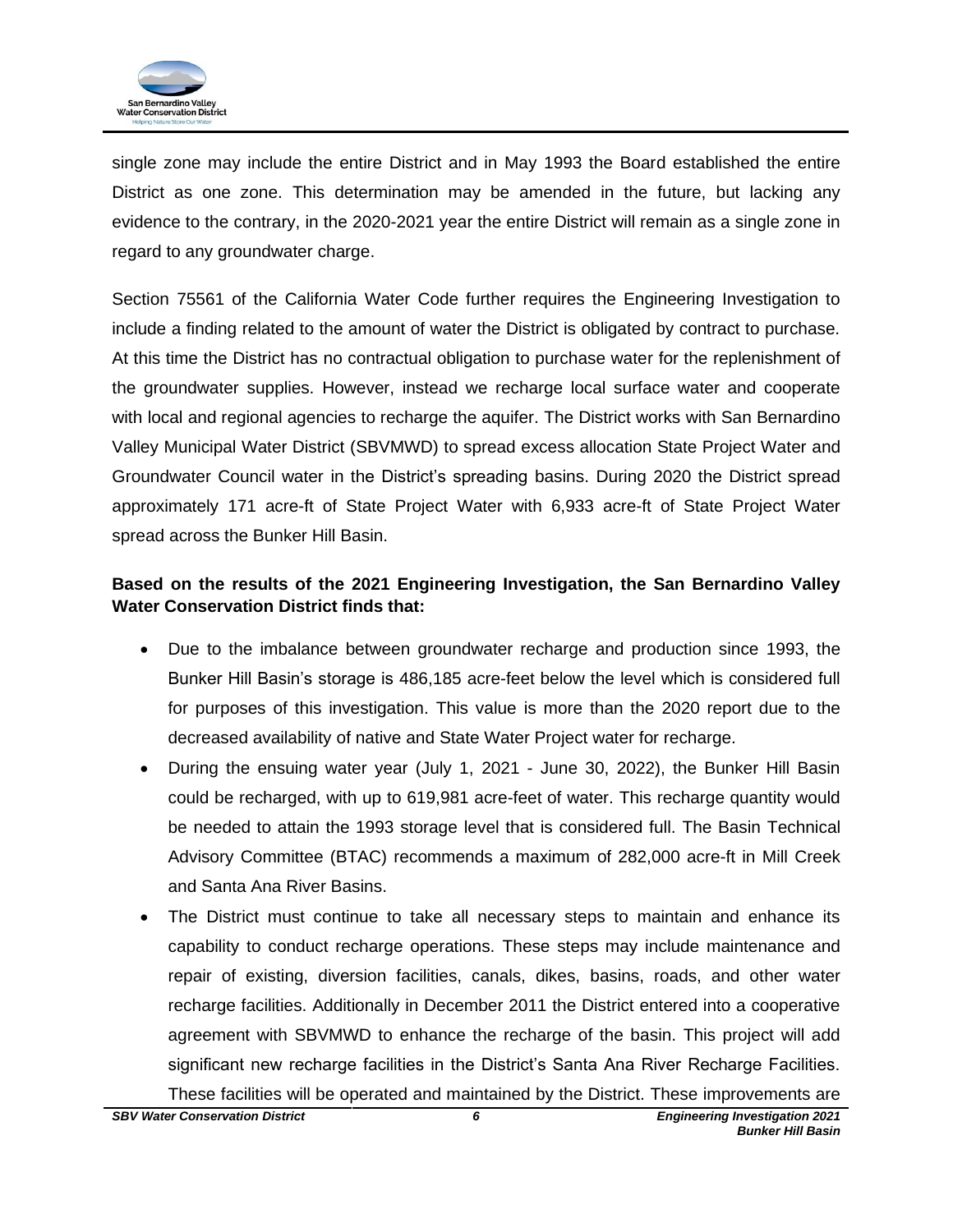single zone may include the entire District and in May 1993 the Board established the entire District as one zone. This determination may be amended in the future, but lacking any evidence to the contrary, in the 2020-2021 year the entire District will remain as a single zone in regard to any groundwater charge.

Section 75561 of the California Water Code further requires the Engineering Investigation to include a finding related to the amount of water the District is obligated by contract to purchase. At this time the District has no contractual obligation to purchase water for the replenishment of the groundwater supplies. However, instead we recharge local surface water and cooperate with local and regional agencies to recharge the aquifer. The District works with San Bernardino Valley Municipal Water District (SBVMWD) to spread excess allocation State Project Water and Groundwater Council water in the District's spreading basins. During 2020 the District spread approximately 171 acre-ft of State Project Water with 6,933 acre-ft of State Project Water spread across the Bunker Hill Basin.

**Based on the results of the 2021 Engineering Investigation, the San Bernardino Valley Water Conservation District finds that:**

- Due to the imbalance between groundwater recharge and production since 1993, the Bunker Hill Basin's storage is 486,185 acre-feet below the level which is considered full for purposes of this investigation. This value is more than the 2020 report due to the decreased availability of native and State Water Project water for recharge.
- During the ensuing water year (July 1, 2021 - June 30, 2022), the Bunker Hill Basin could be recharged, with up to 619,981 acre-feet of water. This recharge quantity would be needed to attain the 1993 storage level that is considered full. The Basin Technical Advisory Committee (BTAC) recommends a maximum of 282,000 acre-ft in Mill Creek and Santa Ana River Basins.
- The District must continue to take all necessary steps to maintain and enhance its capability to conduct recharge operations. These steps may include maintenance and repair of existing, diversion facilities, canals, dikes, basins, roads, and other water recharge facilities. Additionally in December 2011 the District entered into a cooperative agreement with SBVMWD to enhance the recharge of the basin. This project will add significant new recharge facilities in the District's Santa Ana River Recharge Facilities. These facilities will be operated and maintained by the District. These improvements are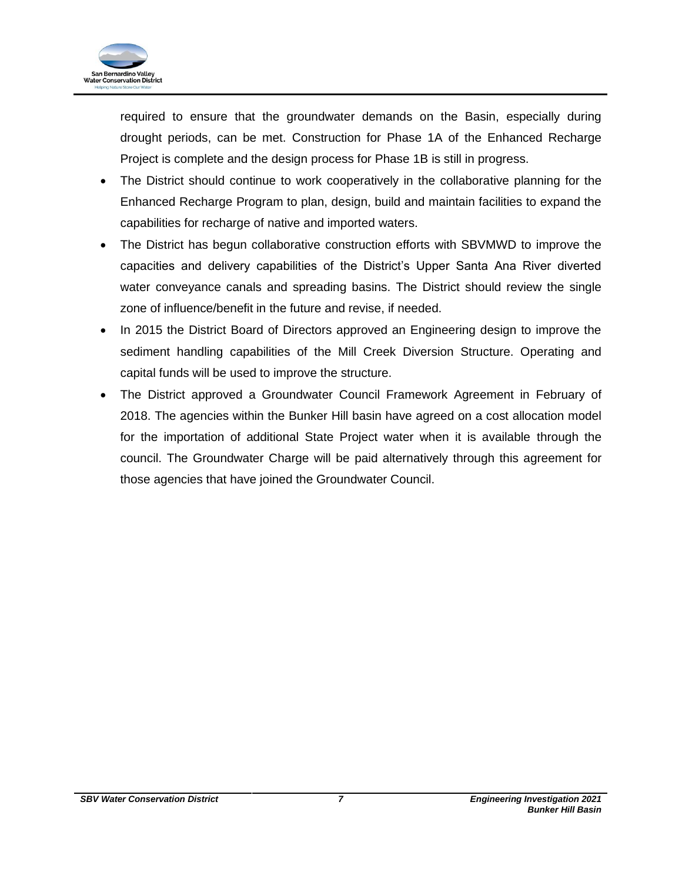required to ensure that the groundwater demands on the Basin, especially during drought periods, can be met. Construction for Phase 1A of the Enhanced Recharge Project is complete and the design process for Phase 1B is still in progress.

- The District should continue to work cooperatively in the collaborative planning for the Enhanced Recharge Program to plan, design, build and maintain facilities to expand the capabilities for recharge of native and imported waters.
- The District has begun collaborative construction efforts with SBVMWD to improve the capacities and delivery capabilities of the District's Upper Santa Ana River diverted water conveyance canals and spreading basins. The District should review the single zone of influence/benefit in the future and revise, if needed.
- In 2015 the District Board of Directors approved an Engineering design to improve the sediment handling capabilities of the Mill Creek Diversion Structure. Operating and capital funds will be used to improve the structure.
- The District approved a Groundwater Council Framework Agreement in February of 2018. The agencies within the Bunker Hill basin have agreed on a cost allocation model for the importation of additional State Project water when it is available through the council. The Groundwater Charge will be paid alternatively through this agreement for those agencies that have joined the Groundwater Council.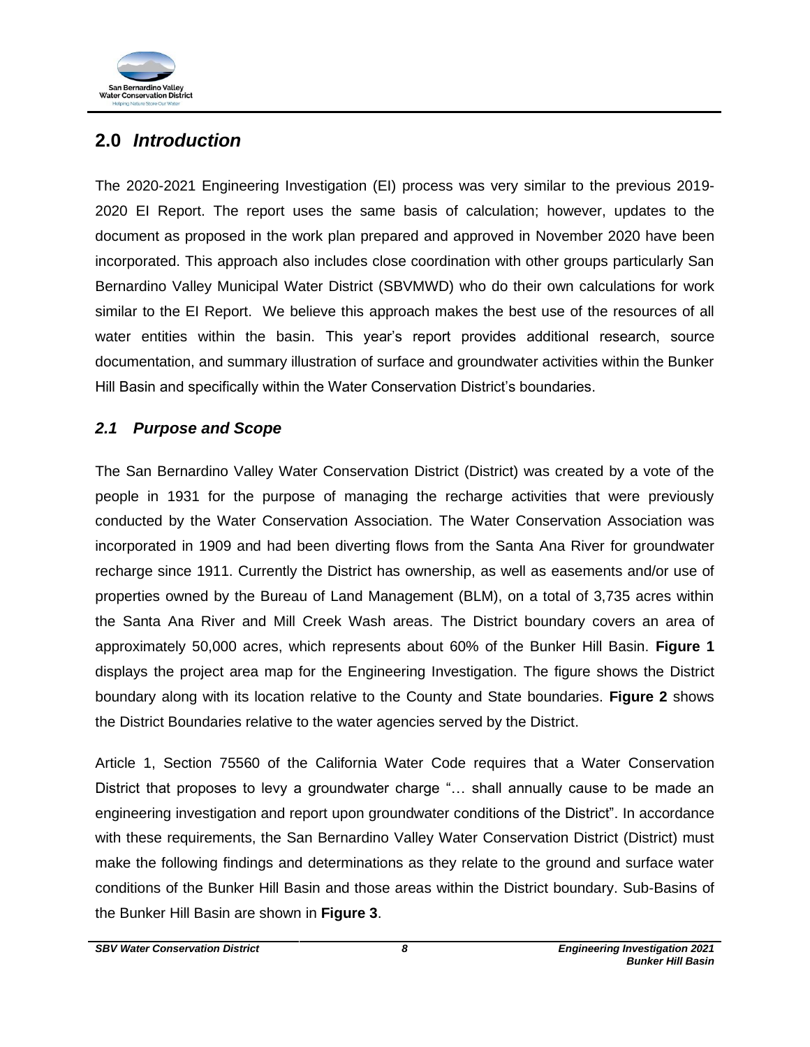## 2.0 *Introduction*

The 2020-2021 Engineering Investigation (EI) process was very similar to the previous 2019-2020 EI Report. The report uses the same basis of calculation; however, updates to the document as proposed in the work plan prepared and approved in November 2020 have been incorporated. This approach also includes close coordination with other groups particularly San Bernardino Valley Municipal Water District (SBVMWD) who do their own calculations for work similar to the EI Report. We believe this approach makes the best use of the resources of all water entities within the basin. This year's report provides additional research, source documentation, and summary illustration of surface and groundwater activities within the Bunker Hill Basin and specifically within the Water Conservation District's boundaries.

### *2.1 Purpose and Scope*

The San Bernardino Valley Water Conservation District (District) was created by a vote of the people in 1931 for the purpose of managing the recharge activities that were previously conducted by the Water Conservation Association. The Water Conservation Association was incorporated in 1909 and had been diverting flows from the Santa Ana River for groundwater recharge since 1911. Currently the District has ownership, as well as easements and/or use of properties owned by the Bureau of Land Management (BLM), on a total of 3,735 acres within the Santa Ana River and Mill Creek Wash areas. The District boundary covers an area of approximately 50,000 acres, which represents about 60% of the Bunker Hill Basin. **Figure 1** displays the project area map for the Engineering Investigation. The figure shows the District boundary along with its location relative to the County and State boundaries. **Figure 2** shows the District Boundaries relative to the water agencies served by the District.

Article 1, Section 75560 of the California Water Code requires that a Water Conservation District that proposes to levy a groundwater charge "… shall annually cause to be made an engineering investigation and report upon groundwater conditions of the District". In accordance with these requirements, the San Bernardino Valley Water Conservation District (District) must make the following findings and determinations as they relate to the ground and surface water conditions of the Bunker Hill Basin and those areas within the District boundary. Sub-Basins of the Bunker Hill Basin are shown in **Figure 3**.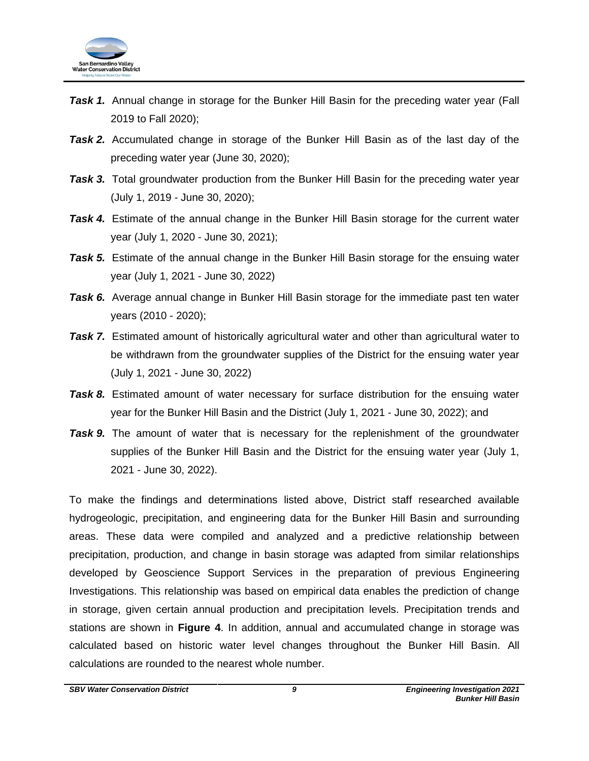***Task 1.*** Annual change in storage for the Bunker Hill Basin for the preceding water year (Fall 2019 to Fall 2020);

***Task 2.*** Accumulated change in storage of the Bunker Hill Basin as of the last day of the preceding water year (June 30, 2020);

***Task 3.*** Total groundwater production from the Bunker Hill Basin for the preceding water year (July 1, 2019 - June 30, 2020);

***Task 4.*** Estimate of the annual change in the Bunker Hill Basin storage for the current water year (July 1, 2020 - June 30, 2021);

***Task 5.*** Estimate of the annual change in the Bunker Hill Basin storage for the ensuing water year (July 1, 2021 - June 30, 2022)

***Task 6.*** Average annual change in Bunker Hill Basin storage for the immediate past ten water years (2010 - 2020);

***Task 7.*** Estimated amount of historically agricultural water and other than agricultural water to be withdrawn from the groundwater supplies of the District for the ensuing water year (July 1, 2021 - June 30, 2022)

***Task 8.*** Estimated amount of water necessary for surface distribution for the ensuing water year for the Bunker Hill Basin and the District (July 1, 2021 - June 30, 2022); and

***Task 9.*** The amount of water that is necessary for the replenishment of the groundwater supplies of the Bunker Hill Basin and the District for the ensuing water year (July 1, 2021 - June 30, 2022).

To make the findings and determinations listed above, District staff researched available hydrogeologic, precipitation, and engineering data for the Bunker Hill Basin and surrounding areas. These data were compiled and analyzed and a predictive relationship between precipitation, production, and change in basin storage was adapted from similar relationships developed by Geoscience Support Services in the preparation of previous Engineering Investigations. This relationship was based on empirical data enables the prediction of change in storage, given certain annual production and precipitation levels. Precipitation trends and stations are shown in **Figure 4**. In addition, annual and accumulated change in storage was calculated based on historic water level changes throughout the Bunker Hill Basin. All calculations are rounded to the nearest whole number.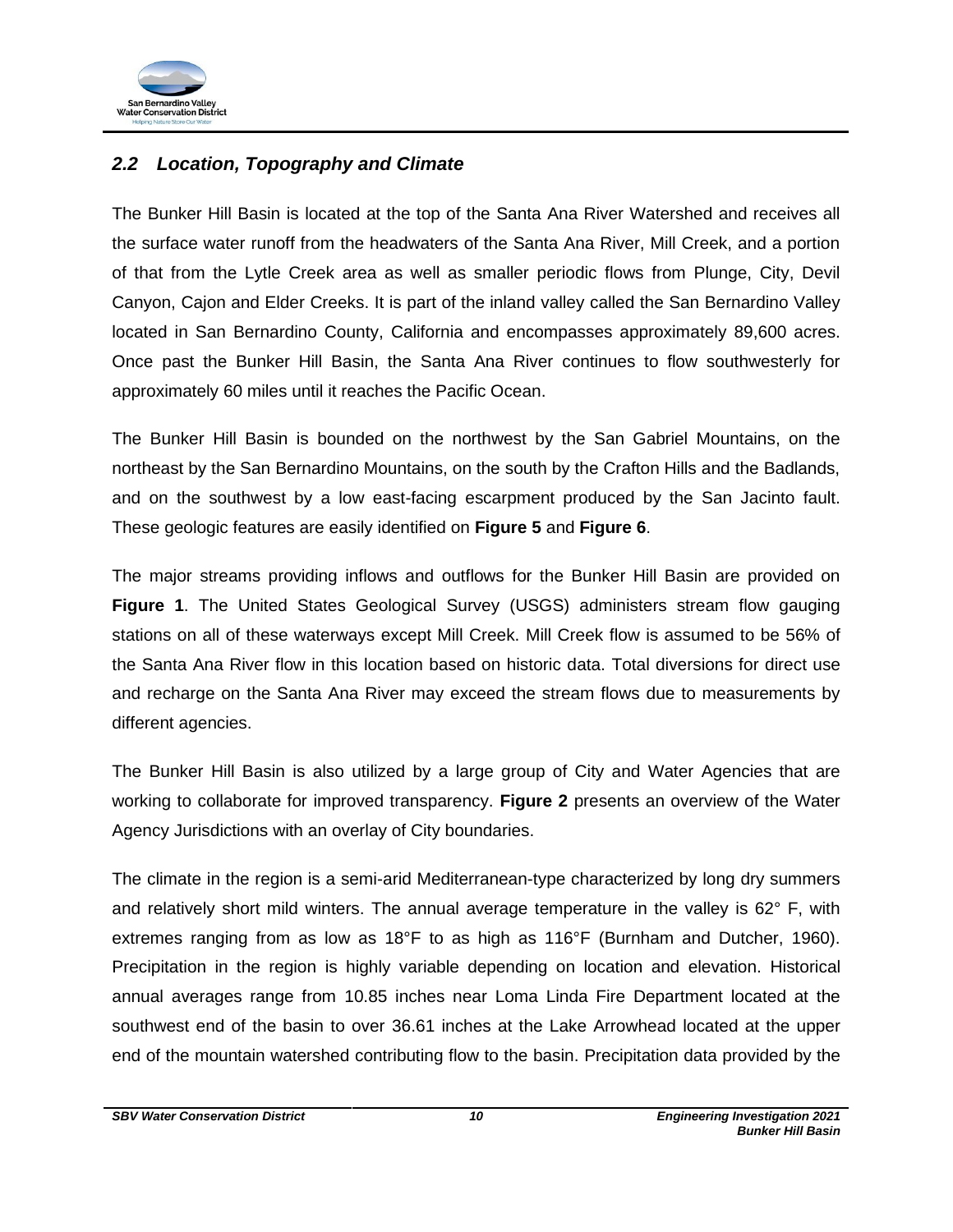## *2.2 Location, Topography and Climate*

The Bunker Hill Basin is located at the top of the Santa Ana River Watershed and receives all the surface water runoff from the headwaters of the Santa Ana River, Mill Creek, and a portion of that from the Lytle Creek area as well as smaller periodic flows from Plunge, City, Devil Canyon, Cajon and Elder Creeks. It is part of the inland valley called the San Bernardino Valley located in San Bernardino County, California and encompasses approximately 89,600 acres. Once past the Bunker Hill Basin, the Santa Ana River continues to flow southwesterly for approximately 60 miles until it reaches the Pacific Ocean.

The Bunker Hill Basin is bounded on the northwest by the San Gabriel Mountains, on the northeast by the San Bernardino Mountains, on the south by the Crafton Hills and the Badlands, and on the southwest by a low east-facing escarpment produced by the San Jacinto fault. These geologic features are easily identified on **Figure 5** and **Figure 6**.

The major streams providing inflows and outflows for the Bunker Hill Basin are provided on **Figure 1**. The United States Geological Survey (USGS) administers stream flow gauging stations on all of these waterways except Mill Creek. Mill Creek flow is assumed to be 56% of the Santa Ana River flow in this location based on historic data. Total diversions for direct use and recharge on the Santa Ana River may exceed the stream flows due to measurements by different agencies.

The Bunker Hill Basin is also utilized by a large group of City and Water Agencies that are working to collaborate for improved transparency. **Figure 2** presents an overview of the Water Agency Jurisdictions with an overlay of City boundaries.

The climate in the region is a semi-arid Mediterranean-type characterized by long dry summers and relatively short mild winters. The annual average temperature in the valley is 62° F, with extremes ranging from as low as 18°F to as high as 116°F (Burnham and Dutcher, 1960). Precipitation in the region is highly variable depending on location and elevation. Historical annual averages range from 10.85 inches near Loma Linda Fire Department located at the southwest end of the basin to over 36.61 inches at the Lake Arrowhead located at the upper end of the mountain watershed contributing flow to the basin. Precipitation data provided by the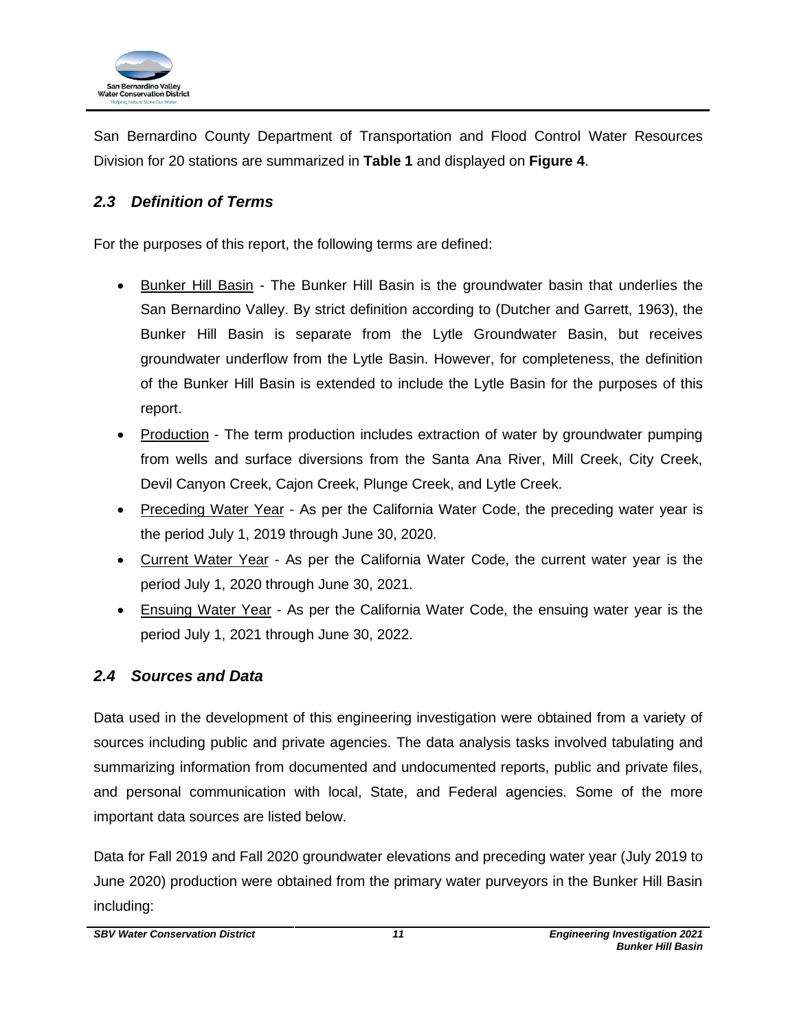San Bernardino County Department of Transportation and Flood Control Water Resources Division for 20 stations are summarized in **Table 1** and displayed on **Figure 4**.

## *2.3 Definition of Terms*

For the purposes of this report, the following terms are defined:

- Bunker Hill Basin - The Bunker Hill Basin is the groundwater basin that underlies the San Bernardino Valley. By strict definition according to (Dutcher and Garrett, 1963), the Bunker Hill Basin is separate from the Lytle Groundwater Basin, but receives groundwater underflow from the Lytle Basin. However, for completeness, the definition of the Bunker Hill Basin is extended to include the Lytle Basin for the purposes of this report.
- Production - The term production includes extraction of water by groundwater pumping from wells and surface diversions from the Santa Ana River, Mill Creek, City Creek, Devil Canyon Creek, Cajon Creek, Plunge Creek, and Lytle Creek.
- Preceding Water Year - As per the California Water Code, the preceding water year is the period July 1, 2019 through June 30, 2020.
- Current Water Year - As per the California Water Code, the current water year is the period July 1, 2020 through June 30, 2021.
- Ensuing Water Year - As per the California Water Code, the ensuing water year is the period July 1, 2021 through June 30, 2022.

## *2.4 Sources and Data*

Data used in the development of this engineering investigation were obtained from a variety of sources including public and private agencies. The data analysis tasks involved tabulating and summarizing information from documented and undocumented reports, public and private files, and personal communication with local, State, and Federal agencies. Some of the more important data sources are listed below.

Data for Fall 2019 and Fall 2020 groundwater elevations and preceding water year (July 2019 to June 2020) production were obtained from the primary water purveyors in the Bunker Hill Basin including: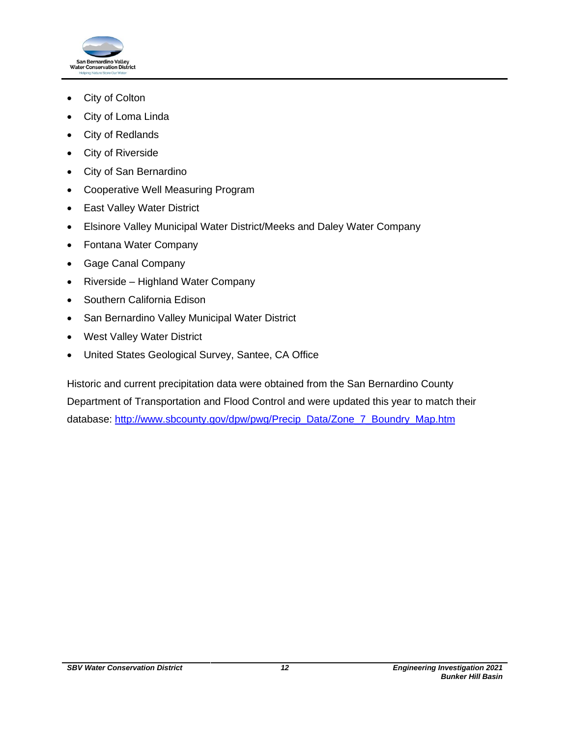- City of Colton
- City of Loma Linda
- City of Redlands
- City of Riverside
- City of San Bernardino
- Cooperative Well Measuring Program
- East Valley Water District
- Elsinore Valley Municipal Water District/Meeks and Daley Water Company
- Fontana Water Company
- Gage Canal Company
- Riverside – Highland Water Company
- Southern California Edison
- San Bernardino Valley Municipal Water District
- West Valley Water District
- United States Geological Survey, Santee, CA Office

Historic and current precipitation data were obtained from the San Bernardino County Department of Transportation and Flood Control and were updated this year to match their database: [http://www.sbcounty.gov/dpw/pwg/Precip_Data/Zone_7_Boundry_Map.htm](http://www.sbcounty.gov/dpw/pwg/Precip_Data/Zone_7_Boundry_Map.htm)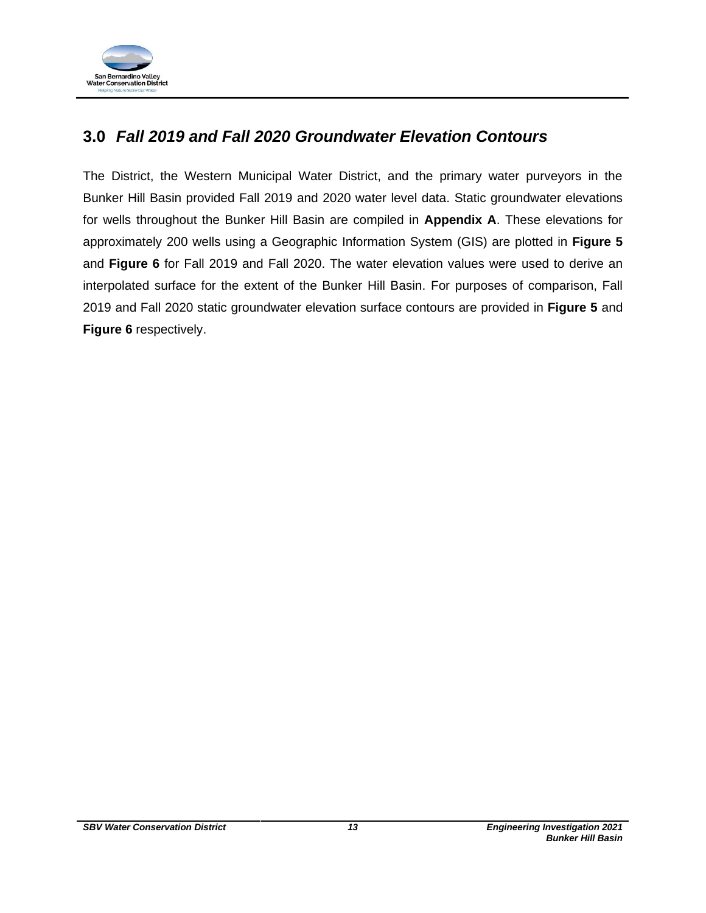## 3.0 *Fall 2019 and Fall 2020 Groundwater Elevation Contours*

The District, the Western Municipal Water District, and the primary water purveyors in the Bunker Hill Basin provided Fall 2019 and 2020 water level data. Static groundwater elevations for wells throughout the Bunker Hill Basin are compiled in **Appendix A**. These elevations for approximately 200 wells using a Geographic Information System (GIS) are plotted in **Figure 5** and **Figure 6** for Fall 2019 and Fall 2020. The water elevation values were used to derive an interpolated surface for the extent of the Bunker Hill Basin. For purposes of comparison, Fall 2019 and Fall 2020 static groundwater elevation surface contours are provided in **Figure 5** and **Figure 6** respectively.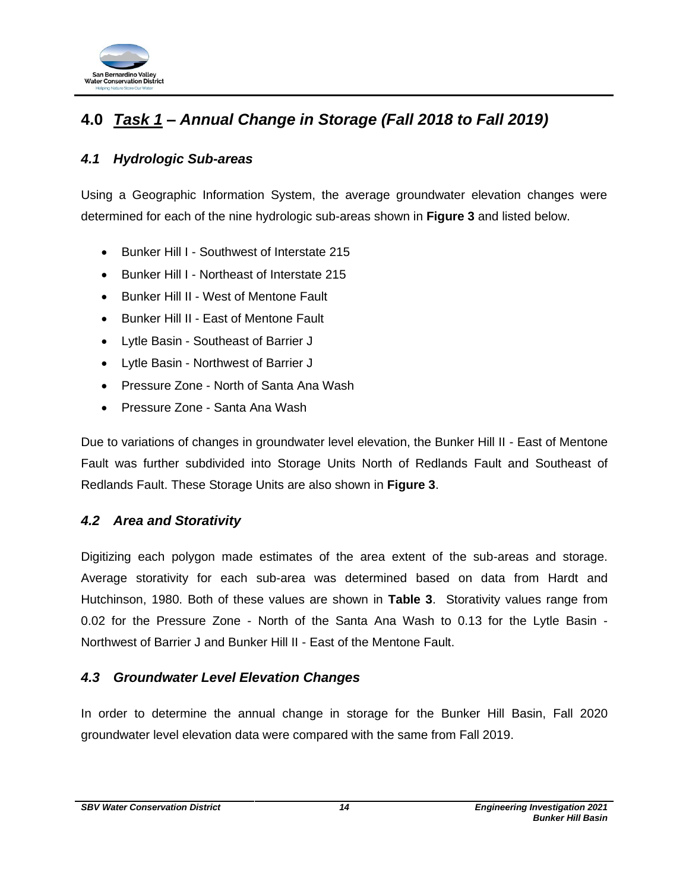## 4.0 *Task 1* – Annual Change in Storage (Fall 2018 to Fall 2019)

### *4.1 Hydrologic Sub-areas*

Using a Geographic Information System, the average groundwater elevation changes were determined for each of the nine hydrologic sub-areas shown in **Figure 3** and listed below.

- Bunker Hill I - Southwest of Interstate 215
- Bunker Hill I - Northeast of Interstate 215
- Bunker Hill II - West of Mentone Fault
- Bunker Hill II - East of Mentone Fault
- Lytle Basin - Southeast of Barrier J
- Lytle Basin - Northwest of Barrier J
- Pressure Zone - North of Santa Ana Wash
- Pressure Zone - Santa Ana Wash

Due to variations of changes in groundwater level elevation, the Bunker Hill II - East of Mentone Fault was further subdivided into Storage Units North of Redlands Fault and Southeast of Redlands Fault. These Storage Units are also shown in **Figure 3**.

### *4.2 Area and Storativity*

Digitizing each polygon made estimates of the area extent of the sub-areas and storage. Average storativity for each sub-area was determined based on data from Hardt and Hutchinson, 1980. Both of these values are shown in **Table 3**. Storativity values range from 0.02 for the Pressure Zone - North of the Santa Ana Wash to 0.13 for the Lytle Basin - Northwest of Barrier J and Bunker Hill II - East of the Mentone Fault.

### *4.3 Groundwater Level Elevation Changes*

In order to determine the annual change in storage for the Bunker Hill Basin, Fall 2020 groundwater level elevation data were compared with the same from Fall 2019.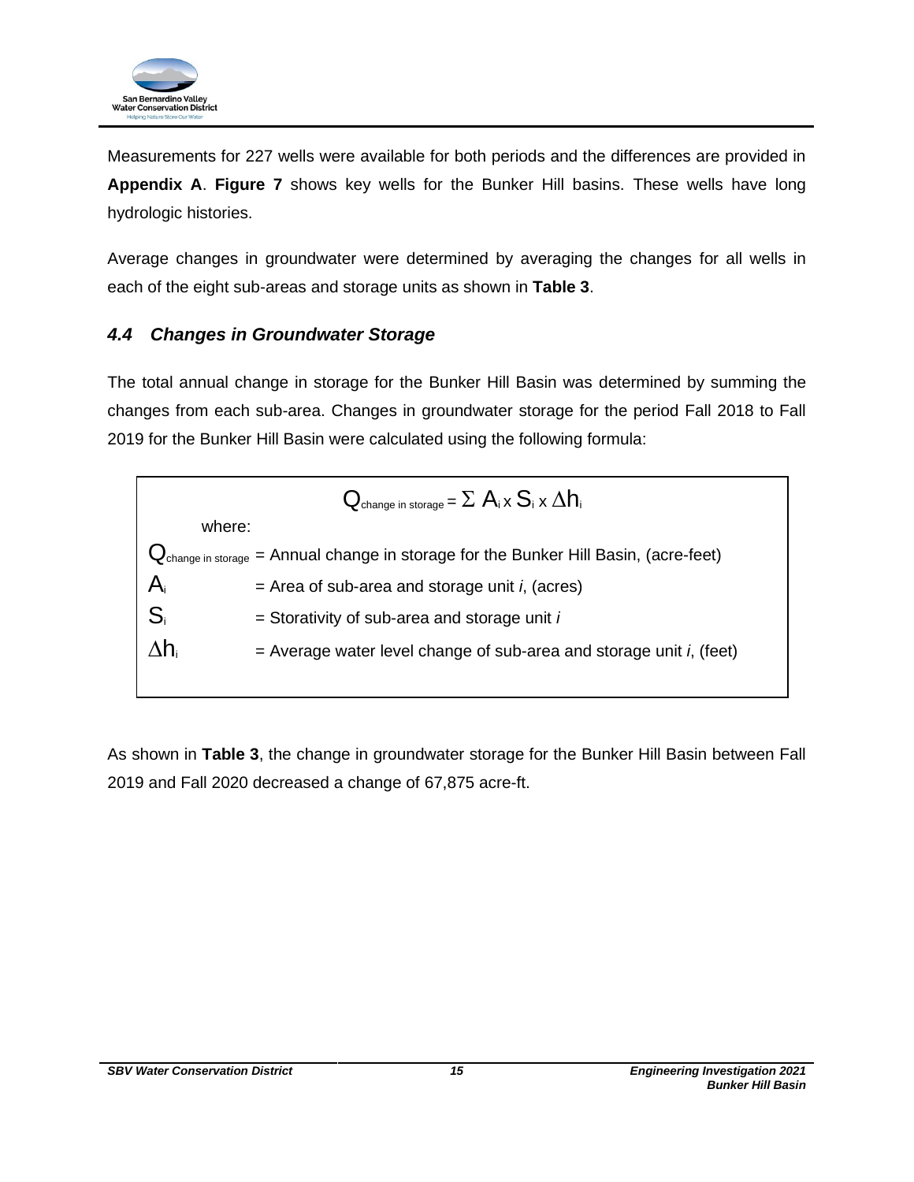Measurements for 227 wells were available for both periods and the differences are provided in **Appendix A**. **Figure 7** shows key wells for the Bunker Hill basins. These wells have long hydrologic histories.

Average changes in groundwater were determined by averaging the changes for all wells in each of the eight sub-areas and storage units as shown in **Table 3**.

### *4.4 Changes in Groundwater Storage*

The total annual change in storage for the Bunker Hill Basin was determined by summing the changes from each sub-area. Changes in groundwater storage for the period Fall 2018 to Fall 2019 for the Bunker Hill Basin were calculated using the following formula:

$$Q_{\text{change in storage}} = \Sigma\ A_i \times S_i \times \Delta h_i$$

where:

- $Q_{\text{change in storage}}$ = Annual change in storage for the Bunker Hill Basin, (acre-feet)
- $A_i$ = Area of sub-area and storage unit *i*, (acres)
- $S_i$ = Storativity of sub-area and storage unit *i*
- $\Delta h_i$ = Average water level change of sub-area and storage unit *i*, (feet)

As shown in **Table 3**, the change in groundwater storage for the Bunker Hill Basin between Fall 2019 and Fall 2020 decreased a change of 67,875 acre-ft.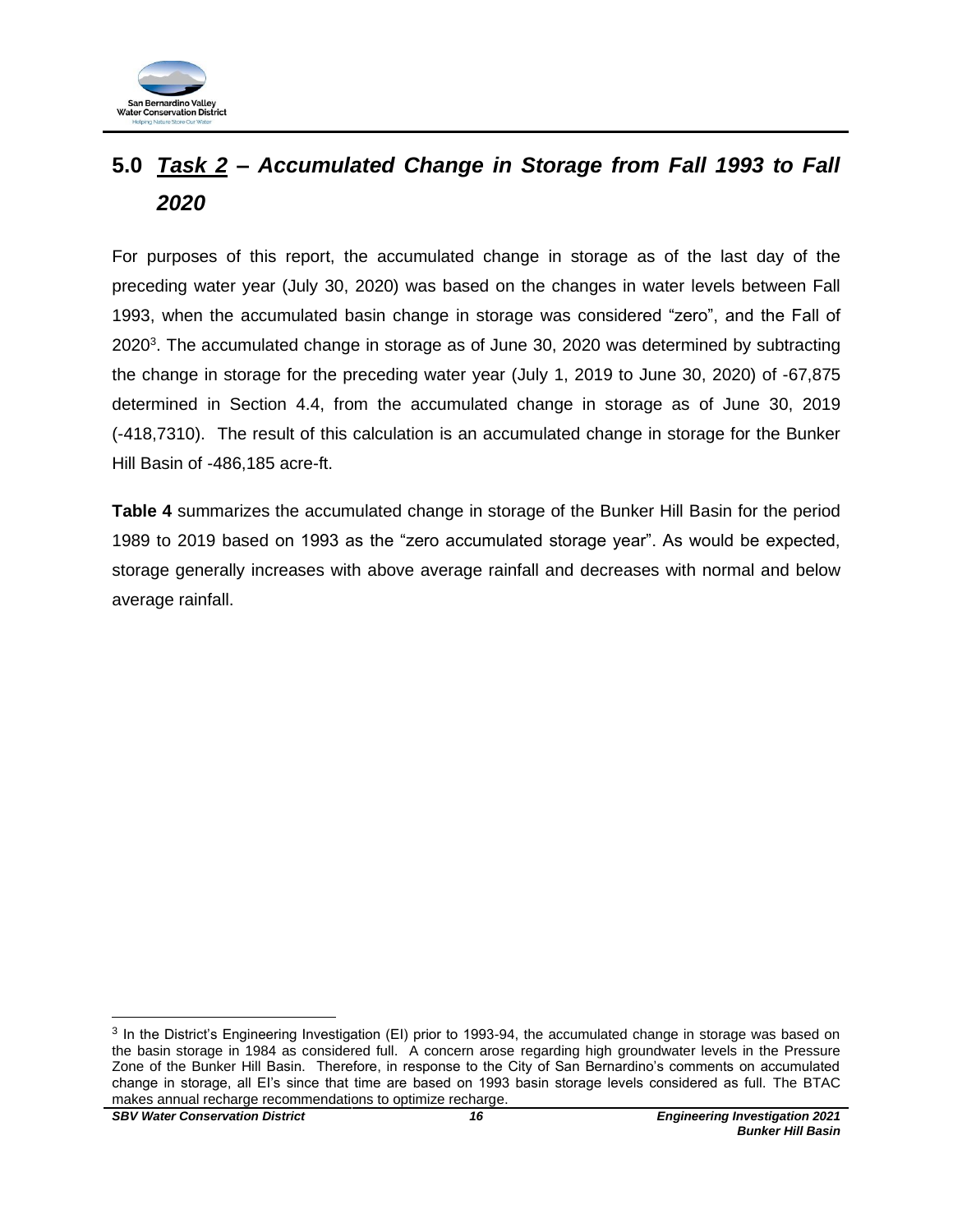## 5.0 *Task 2* – *Accumulated Change in Storage from Fall 1993 to Fall 2020*

For purposes of this report, the accumulated change in storage as of the last day of the preceding water year (July 30, 2020) was based on the changes in water levels between Fall 1993, when the accumulated basin change in storage was considered "zero", and the Fall of 2020[3]. The accumulated change in storage as of June 30, 2020 was determined by subtracting the change in storage for the preceding water year (July 1, 2019 to June 30, 2020) of -67,875 determined in Section 4.4, from the accumulated change in storage as of June 30, 2019 (-418,7310). The result of this calculation is an accumulated change in storage for the Bunker Hill Basin of -486,185 acre-ft.

**Table 4** summarizes the accumulated change in storage of the Bunker Hill Basin for the period 1989 to 2019 based on 1993 as the "zero accumulated storage year". As would be expected, storage generally increases with above average rainfall and decreases with normal and below average rainfall.

---

[3] In the District's Engineering Investigation (EI) prior to 1993-94, the accumulated change in storage was based on the basin storage in 1984 as considered full. A concern arose regarding high groundwater levels in the Pressure Zone of the Bunker Hill Basin. Therefore, in response to the City of San Bernardino's comments on accumulated change in storage, all EI's since that time are based on 1993 basin storage levels considered as full. The BTAC makes annual recharge recommendations to optimize recharge.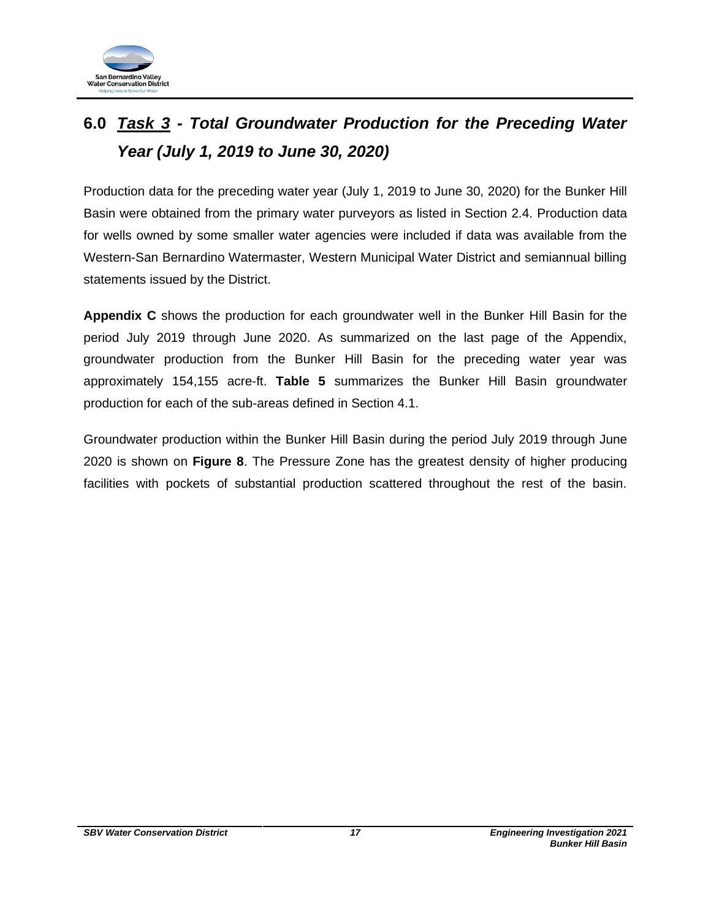# 6.0 ***<u>Task 3</u> - Total Groundwater Production for the Preceding Water Year (July 1, 2019 to June 30, 2020)***

Production data for the preceding water year (July 1, 2019 to June 30, 2020) for the Bunker Hill Basin were obtained from the primary water purveyors as listed in Section 2.4. Production data for wells owned by some smaller water agencies were included if data was available from the Western-San Bernardino Watermaster, Western Municipal Water District and semiannual billing statements issued by the District.

**Appendix C** shows the production for each groundwater well in the Bunker Hill Basin for the period July 2019 through June 2020. As summarized on the last page of the Appendix, groundwater production from the Bunker Hill Basin for the preceding water year was approximately 154,155 acre-ft. **Table 5** summarizes the Bunker Hill Basin groundwater production for each of the sub-areas defined in Section 4.1.

Groundwater production within the Bunker Hill Basin during the period July 2019 through June 2020 is shown on **Figure 8**. The Pressure Zone has the greatest density of higher producing facilities with pockets of substantial production scattered throughout the rest of the basin.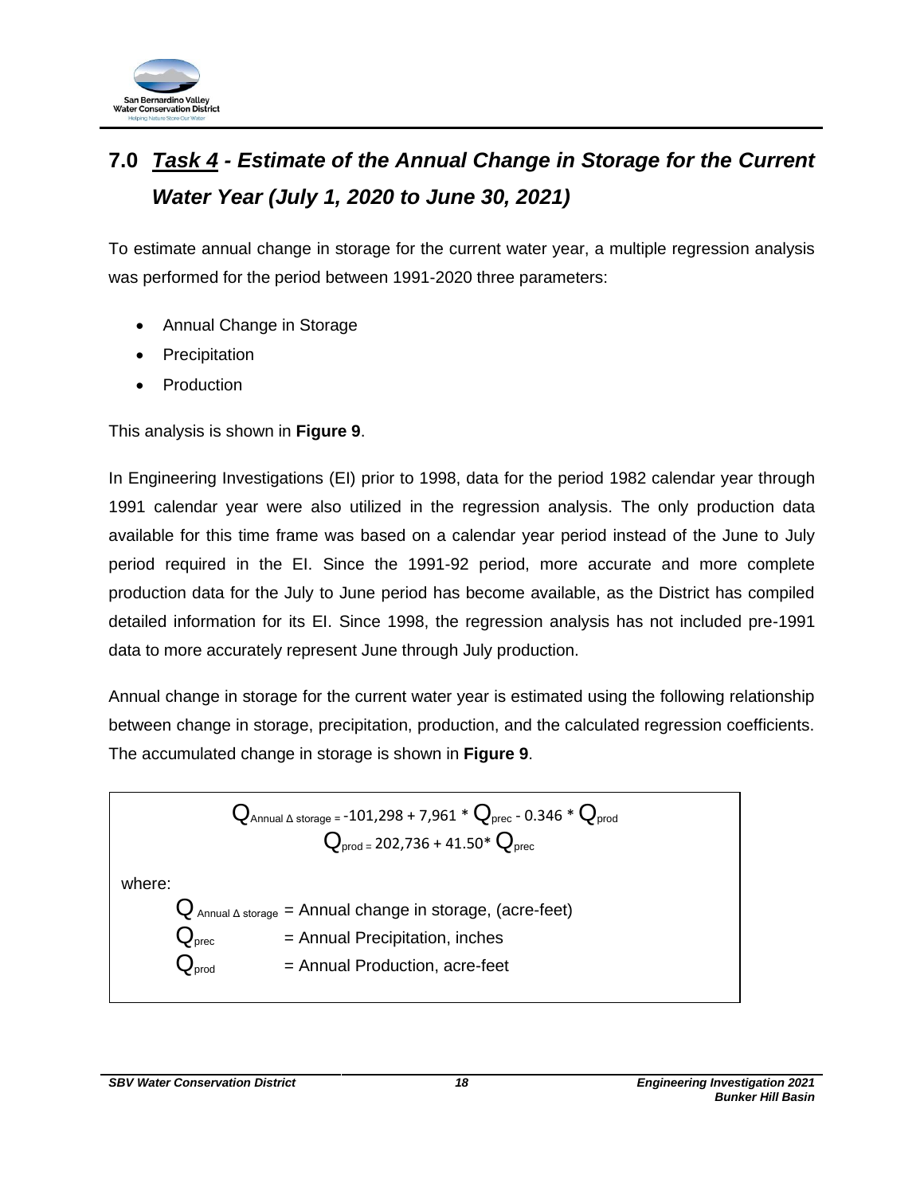## 7.0 *Task 4 - Estimate of the Annual Change in Storage for the Current Water Year (July 1, 2020 to June 30, 2021)*

To estimate annual change in storage for the current water year, a multiple regression analysis was performed for the period between 1991-2020 three parameters:

- Annual Change in Storage
- Precipitation
- Production

This analysis is shown in **Figure 9**.

In Engineering Investigations (EI) prior to 1998, data for the period 1982 calendar year through 1991 calendar year were also utilized in the regression analysis. The only production data available for this time frame was based on a calendar year period instead of the June to July period required in the EI. Since the 1991-92 period, more accurate and more complete production data for the July to June period has become available, as the District has compiled detailed information for its EI. Since 1998, the regression analysis has not included pre-1991 data to more accurately represent June through July production.

Annual change in storage for the current water year is estimated using the following relationship between change in storage, precipitation, production, and the calculated regression coefficients. The accumulated change in storage is shown in **Figure 9**.

$$Q_{\text{Annual } \Delta \text{ storage}} = -101{,}298 + 7{,}961 * Q_{prec} - 0.346 * Q_{prod}$$

$$Q_{prod} = 202{,}736 + 41.50 * Q_{prec}$$

where:

$Q_{\text{Annual } \Delta \text{ storage}}$ = Annual change in storage, (acre-feet)

$Q_{prec}$ = Annual Precipitation, inches

$Q_{prod}$ = Annual Production, acre-feet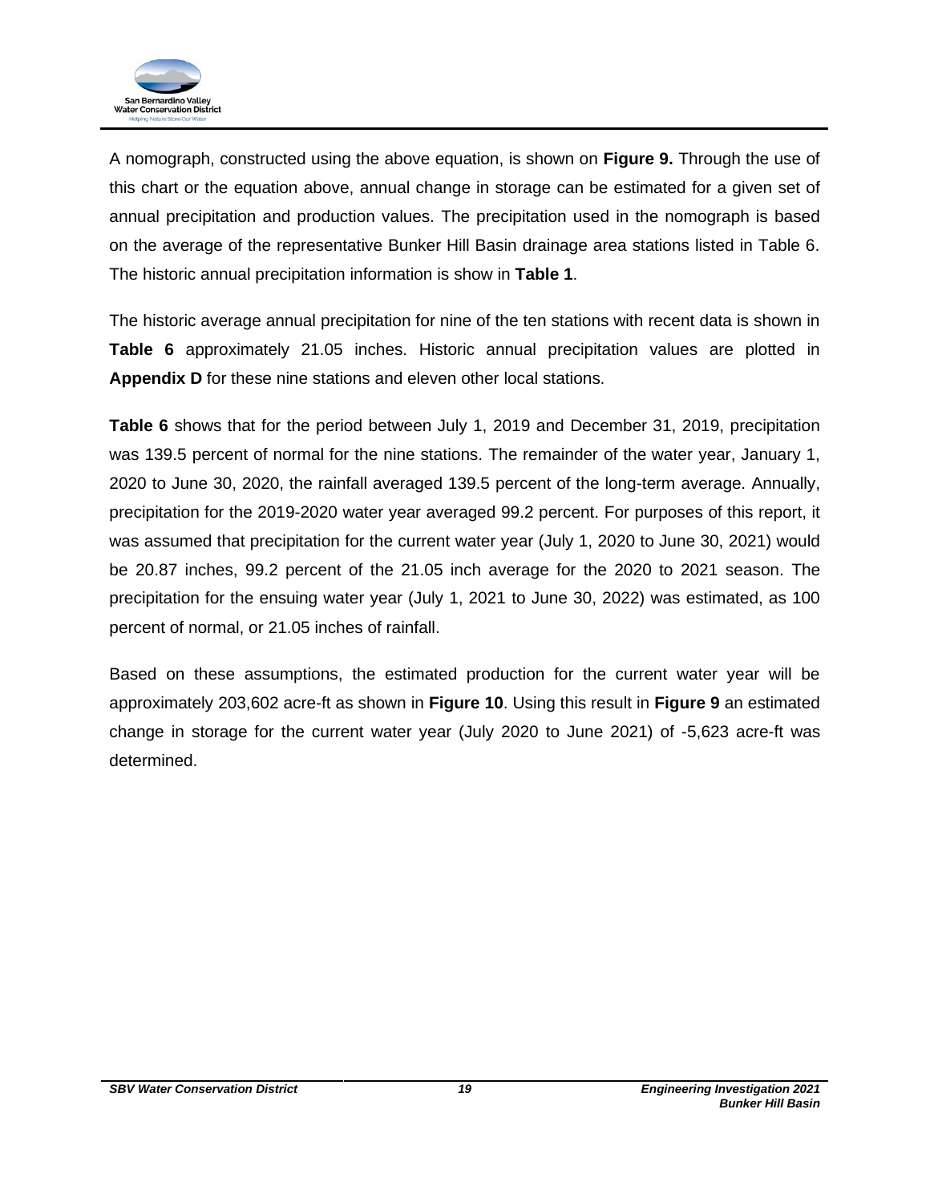A nomograph, constructed using the above equation, is shown on **Figure 9.** Through the use of this chart or the equation above, annual change in storage can be estimated for a given set of annual precipitation and production values. The precipitation used in the nomograph is based on the average of the representative Bunker Hill Basin drainage area stations listed in Table 6. The historic annual precipitation information is show in **Table 1**.

The historic average annual precipitation for nine of the ten stations with recent data is shown in **Table 6** approximately 21.05 inches. Historic annual precipitation values are plotted in **Appendix D** for these nine stations and eleven other local stations.

**Table 6** shows that for the period between July 1, 2019 and December 31, 2019, precipitation was 139.5 percent of normal for the nine stations. The remainder of the water year, January 1, 2020 to June 30, 2020, the rainfall averaged 139.5 percent of the long-term average. Annually, precipitation for the 2019-2020 water year averaged 99.2 percent. For purposes of this report, it was assumed that precipitation for the current water year (July 1, 2020 to June 30, 2021) would be 20.87 inches, 99.2 percent of the 21.05 inch average for the 2020 to 2021 season. The precipitation for the ensuing water year (July 1, 2021 to June 30, 2022) was estimated, as 100 percent of normal, or 21.05 inches of rainfall.

Based on these assumptions, the estimated production for the current water year will be approximately 203,602 acre-ft as shown in **Figure 10**. Using this result in **Figure 9** an estimated change in storage for the current water year (July 2020 to June 2021) of -5,623 acre-ft was determined.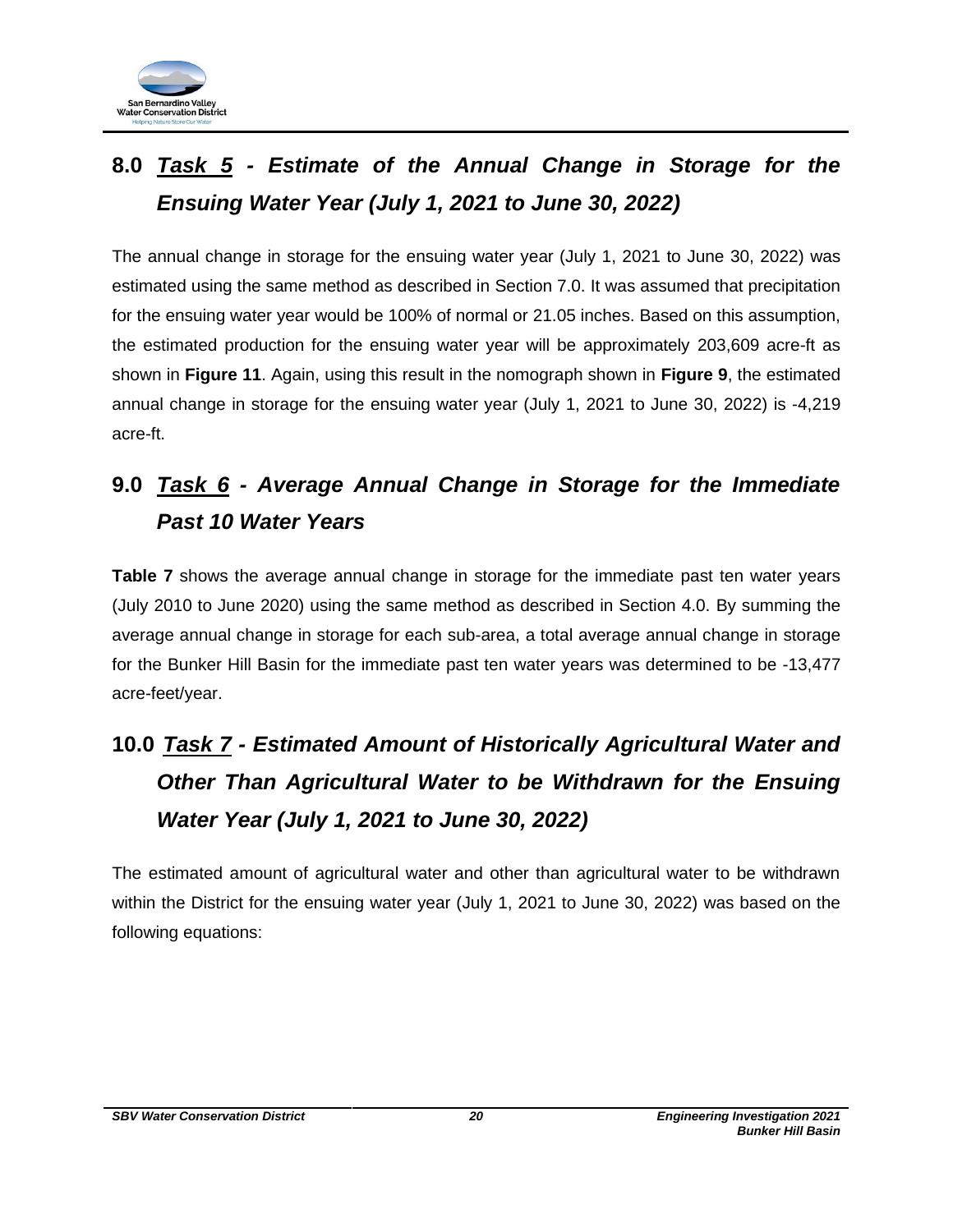## 8.0 ***Task 5* - Estimate of the Annual Change in Storage for the Ensuing Water Year (July 1, 2021 to June 30, 2022)**

The annual change in storage for the ensuing water year (July 1, 2021 to June 30, 2022) was estimated using the same method as described in Section 7.0. It was assumed that precipitation for the ensuing water year would be 100% of normal or 21.05 inches. Based on this assumption, the estimated production for the ensuing water year will be approximately 203,609 acre-ft as shown in **Figure 11**. Again, using this result in the nomograph shown in **Figure 9**, the estimated annual change in storage for the ensuing water year (July 1, 2021 to June 30, 2022) is -4,219 acre-ft.

## 9.0 ***Task 6* - Average Annual Change in Storage for the Immediate Past 10 Water Years**

**Table 7** shows the average annual change in storage for the immediate past ten water years (July 2010 to June 2020) using the same method as described in Section 4.0. By summing the average annual change in storage for each sub-area, a total average annual change in storage for the Bunker Hill Basin for the immediate past ten water years was determined to be -13,477 acre-feet/year.

## 10.0 ***Task 7* - Estimated Amount of Historically Agricultural Water and Other Than Agricultural Water to be Withdrawn for the Ensuing Water Year (July 1, 2021 to June 30, 2022)**

The estimated amount of agricultural water and other than agricultural water to be withdrawn within the District for the ensuing water year (July 1, 2021 to June 30, 2022) was based on the following equations: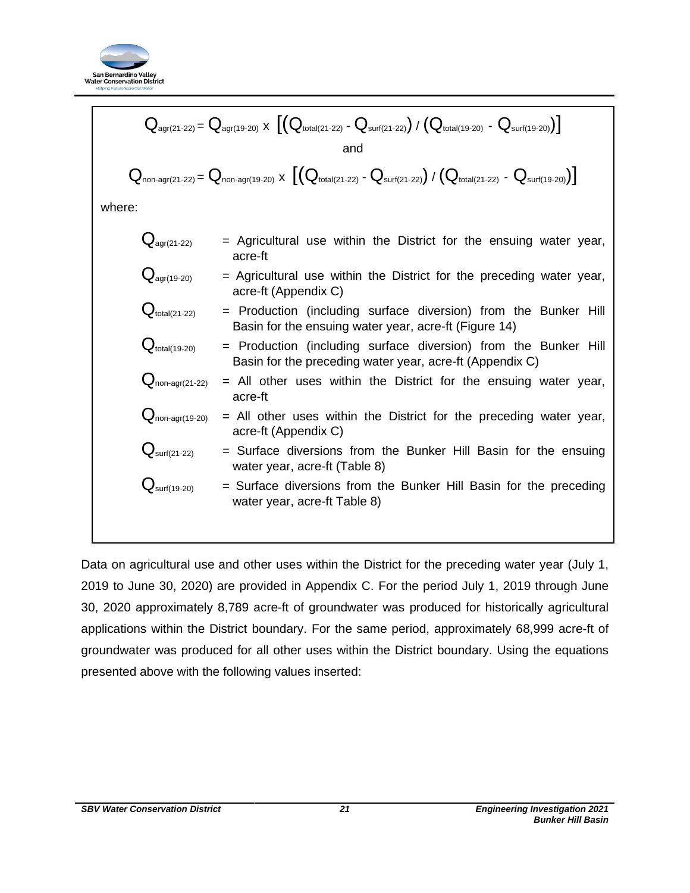$$Q_{agr(21\text{-}22)} = Q_{agr(19\text{-}20)} \times \left[\left(Q_{total(21\text{-}22)} - Q_{surf(21\text{-}22)}\right) / \left(Q_{total(19\text{-}20)} - Q_{surf(19\text{-}20)}\right)\right]$$

and

$$Q_{non\text{-}agr(21\text{-}22)} = Q_{non\text{-}agr(19\text{-}20)} \times \left[\left(Q_{total(21\text{-}22)} - Q_{surf(21\text{-}22)}\right) / \left(Q_{total(21\text{-}22)} - Q_{surf(19\text{-}20)}\right)\right]$$

where:

- $Q_{agr(21\text{-}22)}$ = Agricultural use within the District for the ensuing water year, acre-ft
- $Q_{agr(19\text{-}20)}$ = Agricultural use within the District for the preceding water year, acre-ft (Appendix C)
- $Q_{total(21\text{-}22)}$ = Production (including surface diversion) from the Bunker Hill Basin for the ensuing water year, acre-ft (Figure 14)
- $Q_{total(19\text{-}20)}$ = Production (including surface diversion) from the Bunker Hill Basin for the preceding water year, acre-ft (Appendix C)
- $Q_{non\text{-}agr(21\text{-}22)}$ = All other uses within the District for the ensuing water year, acre-ft
- $Q_{non\text{-}agr(19\text{-}20)}$ = All other uses within the District for the preceding water year, acre-ft (Appendix C)
- $Q_{surf(21\text{-}22)}$ = Surface diversions from the Bunker Hill Basin for the ensuing water year, acre-ft (Table 8)
- $Q_{surf(19\text{-}20)}$ = Surface diversions from the Bunker Hill Basin for the preceding water year, acre-ft Table 8)

Data on agricultural use and other uses within the District for the preceding water year (July 1, 2019 to June 30, 2020) are provided in Appendix C. For the period July 1, 2019 through June 30, 2020 approximately 8,789 acre-ft of groundwater was produced for historically agricultural applications within the District boundary. For the same period, approximately 68,999 acre-ft of groundwater was produced for all other uses within the District boundary. Using the equations presented above with the following values inserted: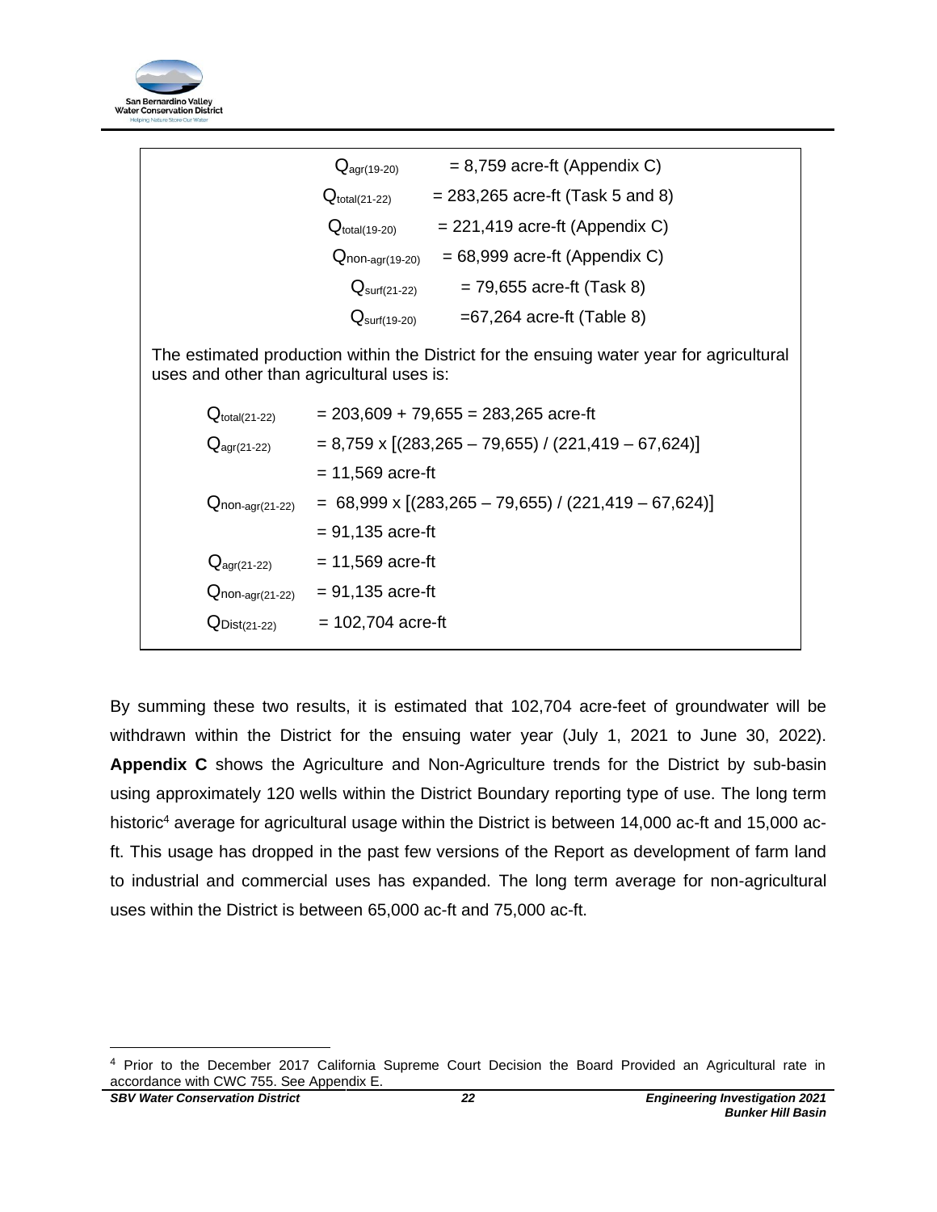$Q_{agr(19-20)}$ = 8,759 acre-ft (Appendix C)

$Q_{total(21-22)}$ = 283,265 acre-ft (Task 5 and 8)

$Q_{total(19-20)}$ = 221,419 acre-ft (Appendix C)

$Q_{non\text{-}agr(19-20)}$ = 68,999 acre-ft (Appendix C)

$Q_{surf(21-22)}$ = 79,655 acre-ft (Task 8)

$Q_{surf(19-20)}$ =67,264 acre-ft (Table 8)

The estimated production within the District for the ensuing water year for agricultural uses and other than agricultural uses is:

$$Q_{total(21-22)} = 203{,}609 + 79{,}655 = 283{,}265 \text{ acre-ft}$$

$$Q_{agr(21-22)} = 8{,}759 \times [(283{,}265 - 79{,}655) / (221{,}419 - 67{,}624)]$$

$$= 11{,}569 \text{ acre-ft}$$

$$Q_{non\text{-}agr(21-22)} = 68{,}999 \times [(283{,}265 - 79{,}655) / (221{,}419 - 67{,}624)]$$

$$= 91{,}135 \text{ acre-ft}$$

$$Q_{agr(21-22)} = 11{,}569 \text{ acre-ft}$$

$$Q_{non\text{-}agr(21-22)} = 91{,}135 \text{ acre-ft}$$

$$Q_{Dist(21-22)} = 102{,}704 \text{ acre-ft}$$

By summing these two results, it is estimated that 102,704 acre-feet of groundwater will be withdrawn within the District for the ensuing water year (July 1, 2021 to June 30, 2022). **Appendix C** shows the Agriculture and Non-Agriculture trends for the District by sub-basin using approximately 120 wells within the District Boundary reporting type of use. The long term historic[4] average for agricultural usage within the District is between 14,000 ac-ft and 15,000 ac-ft. This usage has dropped in the past few versions of the Report as development of farm land to industrial and commercial uses has expanded. The long term average for non-agricultural uses within the District is between 65,000 ac-ft and 75,000 ac-ft.

[4] Prior to the December 2017 California Supreme Court Decision the Board Provided an Agricultural rate in accordance with CWC 755. See Appendix E.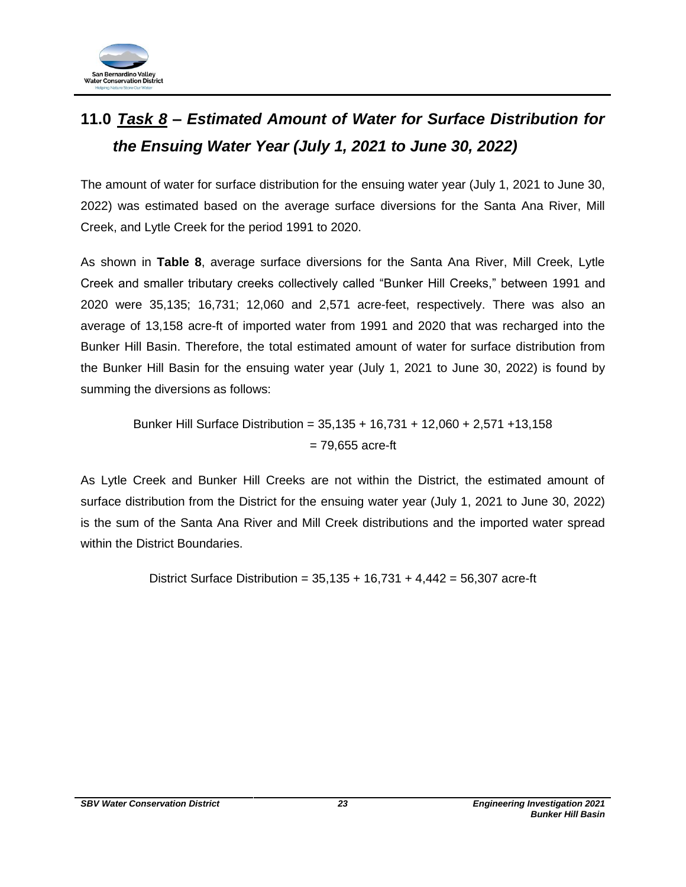# 11.0 ***Task 8*** *– Estimated Amount of Water for Surface Distribution for the Ensuing Water Year (July 1, 2021 to June 30, 2022)*

The amount of water for surface distribution for the ensuing water year (July 1, 2021 to June 30, 2022) was estimated based on the average surface diversions for the Santa Ana River, Mill Creek, and Lytle Creek for the period 1991 to 2020.

As shown in **Table 8**, average surface diversions for the Santa Ana River, Mill Creek, Lytle Creek and smaller tributary creeks collectively called "Bunker Hill Creeks," between 1991 and 2020 were 35,135; 16,731; 12,060 and 2,571 acre-feet, respectively. There was also an average of 13,158 acre-ft of imported water from 1991 and 2020 that was recharged into the Bunker Hill Basin. Therefore, the total estimated amount of water for surface distribution from the Bunker Hill Basin for the ensuing water year (July 1, 2021 to June 30, 2022) is found by summing the diversions as follows:

Bunker Hill Surface Distribution = 35,135 + 16,731 + 12,060 + 2,571 +13,158
= 79,655 acre-ft

As Lytle Creek and Bunker Hill Creeks are not within the District, the estimated amount of surface distribution from the District for the ensuing water year (July 1, 2021 to June 30, 2022) is the sum of the Santa Ana River and Mill Creek distributions and the imported water spread within the District Boundaries.

District Surface Distribution = 35,135 + 16,731 + 4,442 = 56,307 acre-ft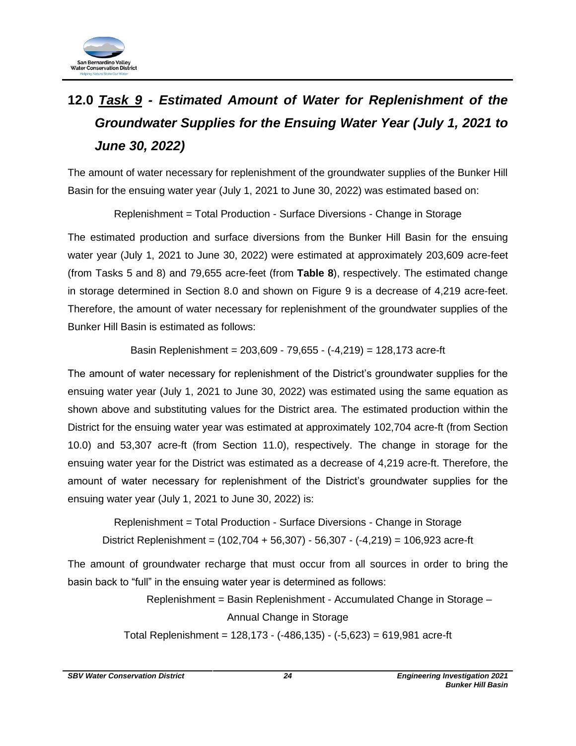# 12.0 *Task 9 - Estimated Amount of Water for Replenishment of the Groundwater Supplies for the Ensuing Water Year (July 1, 2021 to June 30, 2022)*

The amount of water necessary for replenishment of the groundwater supplies of the Bunker Hill Basin for the ensuing water year (July 1, 2021 to June 30, 2022) was estimated based on:

Replenishment = Total Production - Surface Diversions - Change in Storage

The estimated production and surface diversions from the Bunker Hill Basin for the ensuing water year (July 1, 2021 to June 30, 2022) were estimated at approximately 203,609 acre-feet (from Tasks 5 and 8) and 79,655 acre-feet (from **Table 8**), respectively. The estimated change in storage determined in Section 8.0 and shown on Figure 9 is a decrease of 4,219 acre-feet. Therefore, the amount of water necessary for replenishment of the groundwater supplies of the Bunker Hill Basin is estimated as follows:

Basin Replenishment = 203,609 - 79,655 - (-4,219) = 128,173 acre-ft

The amount of water necessary for replenishment of the District's groundwater supplies for the ensuing water year (July 1, 2021 to June 30, 2022) was estimated using the same equation as shown above and substituting values for the District area. The estimated production within the District for the ensuing water year was estimated at approximately 102,704 acre-ft (from Section 10.0) and 53,307 acre-ft (from Section 11.0), respectively. The change in storage for the ensuing water year for the District was estimated as a decrease of 4,219 acre-ft. Therefore, the amount of water necessary for replenishment of the District's groundwater supplies for the ensuing water year (July 1, 2021 to June 30, 2022) is:

Replenishment = Total Production - Surface Diversions - Change in Storage

District Replenishment = (102,704 + 56,307) - 56,307 - (-4,219) = 106,923 acre-ft

The amount of groundwater recharge that must occur from all sources in order to bring the basin back to "full" in the ensuing water year is determined as follows:

Replenishment = Basin Replenishment - Accumulated Change in Storage – Annual Change in Storage

Total Replenishment = 128,173 - (-486,135) - (-5,623) = 619,981 acre-ft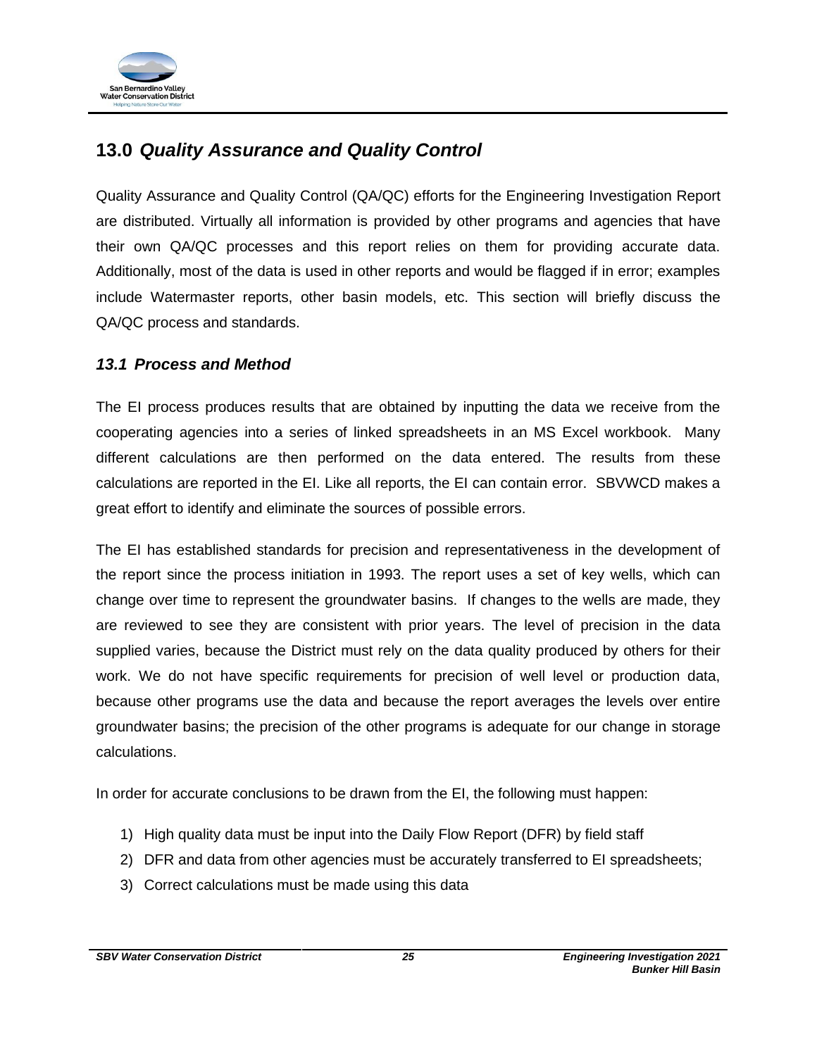## 13.0 *Quality Assurance and Quality Control*

Quality Assurance and Quality Control (QA/QC) efforts for the Engineering Investigation Report are distributed. Virtually all information is provided by other programs and agencies that have their own QA/QC processes and this report relies on them for providing accurate data. Additionally, most of the data is used in other reports and would be flagged if in error; examples include Watermaster reports, other basin models, etc. This section will briefly discuss the QA/QC process and standards.

### *13.1 Process and Method*

The EI process produces results that are obtained by inputting the data we receive from the cooperating agencies into a series of linked spreadsheets in an MS Excel workbook. Many different calculations are then performed on the data entered. The results from these calculations are reported in the EI. Like all reports, the EI can contain error. SBVWCD makes a great effort to identify and eliminate the sources of possible errors.

The EI has established standards for precision and representativeness in the development of the report since the process initiation in 1993. The report uses a set of key wells, which can change over time to represent the groundwater basins. If changes to the wells are made, they are reviewed to see they are consistent with prior years. The level of precision in the data supplied varies, because the District must rely on the data quality produced by others for their work. We do not have specific requirements for precision of well level or production data, because other programs use the data and because the report averages the levels over entire groundwater basins; the precision of the other programs is adequate for our change in storage calculations.

In order for accurate conclusions to be drawn from the EI, the following must happen:

1) High quality data must be input into the Daily Flow Report (DFR) by field staff
2) DFR and data from other agencies must be accurately transferred to EI spreadsheets;
3) Correct calculations must be made using this data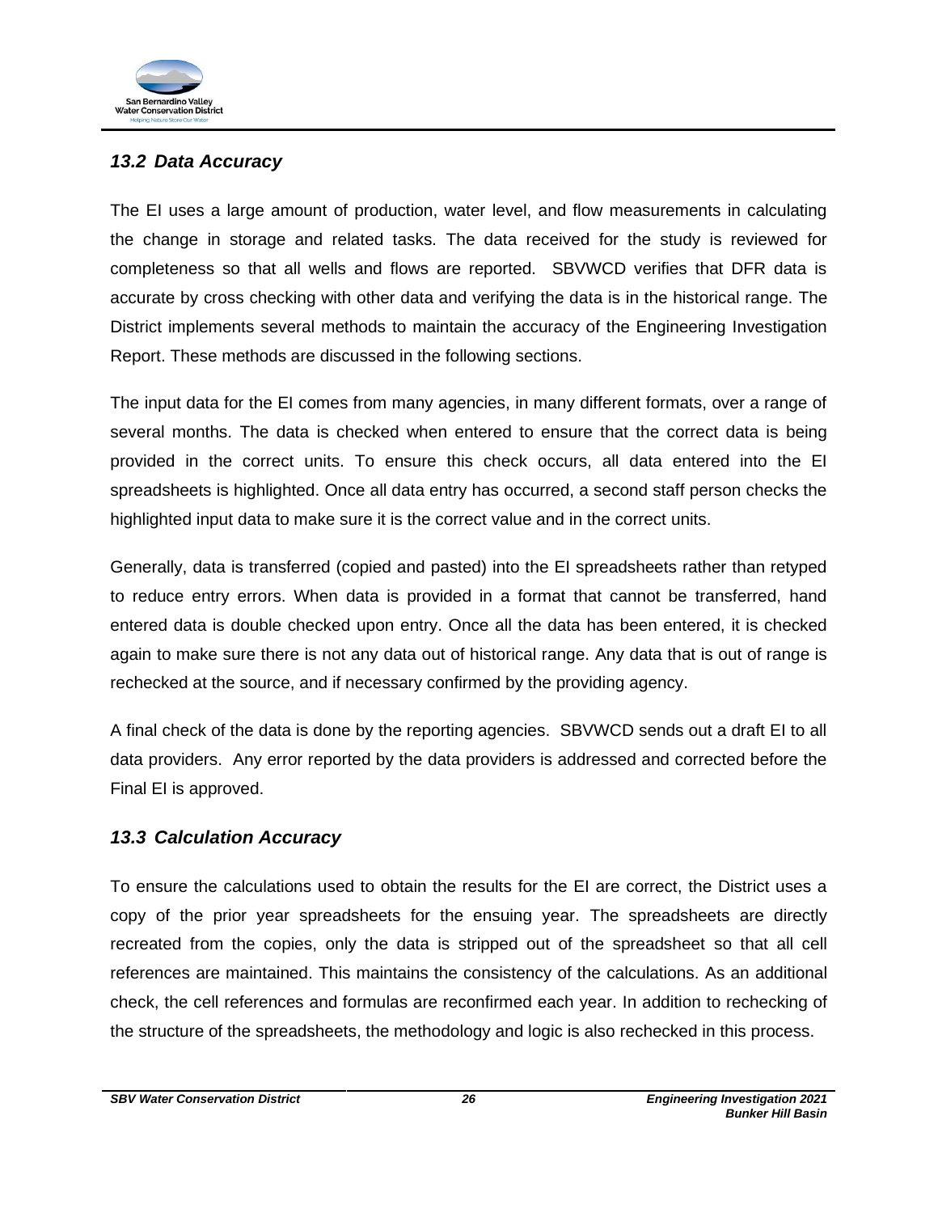### *13.2 Data Accuracy*

The EI uses a large amount of production, water level, and flow measurements in calculating the change in storage and related tasks. The data received for the study is reviewed for completeness so that all wells and flows are reported. SBVWCD verifies that DFR data is accurate by cross checking with other data and verifying the data is in the historical range. The District implements several methods to maintain the accuracy of the Engineering Investigation Report. These methods are discussed in the following sections.

The input data for the EI comes from many agencies, in many different formats, over a range of several months. The data is checked when entered to ensure that the correct data is being provided in the correct units. To ensure this check occurs, all data entered into the EI spreadsheets is highlighted. Once all data entry has occurred, a second staff person checks the highlighted input data to make sure it is the correct value and in the correct units.

Generally, data is transferred (copied and pasted) into the EI spreadsheets rather than retyped to reduce entry errors. When data is provided in a format that cannot be transferred, hand entered data is double checked upon entry. Once all the data has been entered, it is checked again to make sure there is not any data out of historical range. Any data that is out of range is rechecked at the source, and if necessary confirmed by the providing agency.

A final check of the data is done by the reporting agencies. SBVWCD sends out a draft EI to all data providers. Any error reported by the data providers is addressed and corrected before the Final EI is approved.

### *13.3 Calculation Accuracy*

To ensure the calculations used to obtain the results for the EI are correct, the District uses a copy of the prior year spreadsheets for the ensuing year. The spreadsheets are directly recreated from the copies, only the data is stripped out of the spreadsheet so that all cell references are maintained. This maintains the consistency of the calculations. As an additional check, the cell references and formulas are reconfirmed each year. In addition to rechecking of the structure of the spreadsheets, the methodology and logic is also rechecked in this process.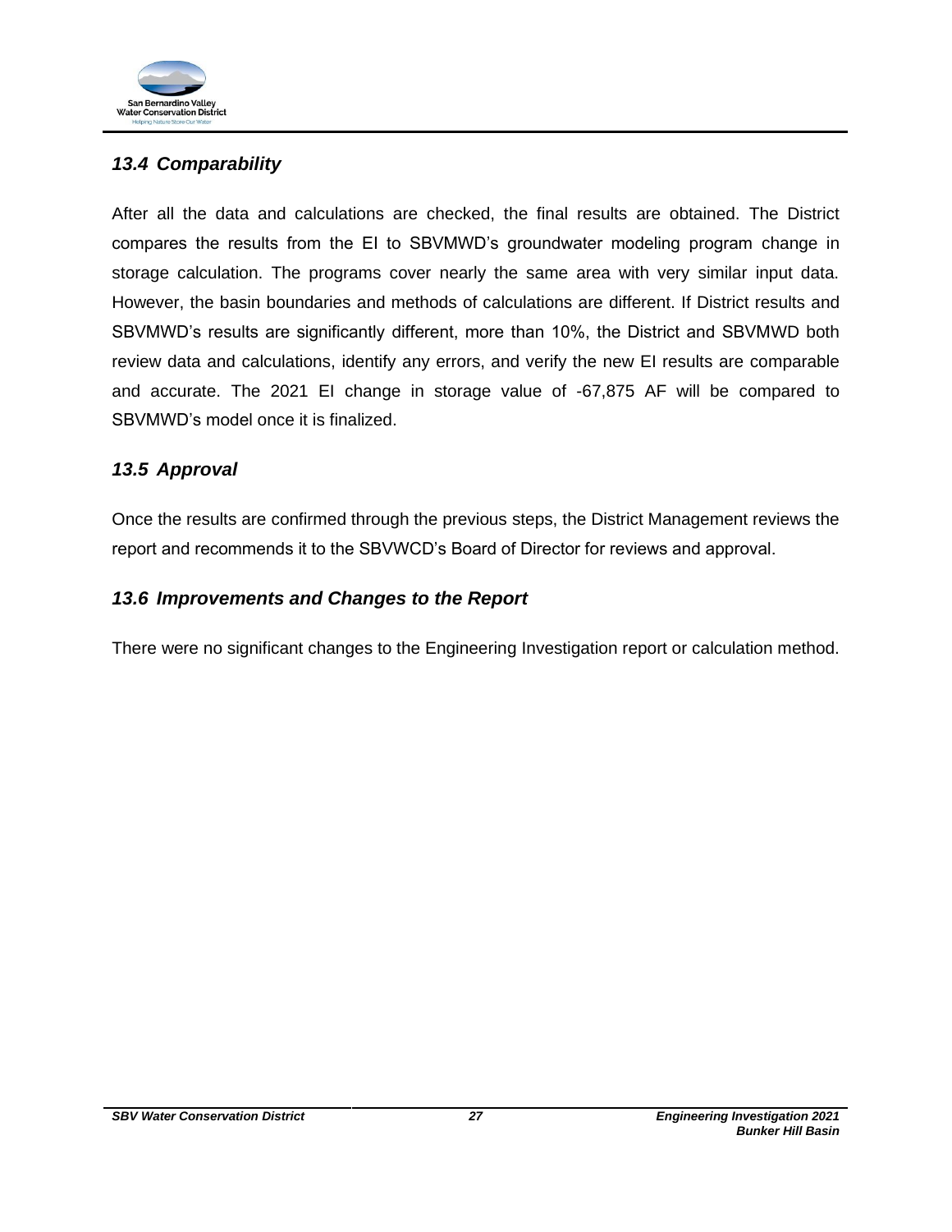### *13.4 Comparability*

After all the data and calculations are checked, the final results are obtained. The District compares the results from the EI to SBVMWD's groundwater modeling program change in storage calculation. The programs cover nearly the same area with very similar input data. However, the basin boundaries and methods of calculations are different. If District results and SBVMWD's results are significantly different, more than 10%, the District and SBVMWD both review data and calculations, identify any errors, and verify the new EI results are comparable and accurate. The 2021 EI change in storage value of -67,875 AF will be compared to SBVMWD's model once it is finalized.

### *13.5 Approval*

Once the results are confirmed through the previous steps, the District Management reviews the report and recommends it to the SBVWCD's Board of Director for reviews and approval.

### *13.6 Improvements and Changes to the Report*

There were no significant changes to the Engineering Investigation report or calculation method.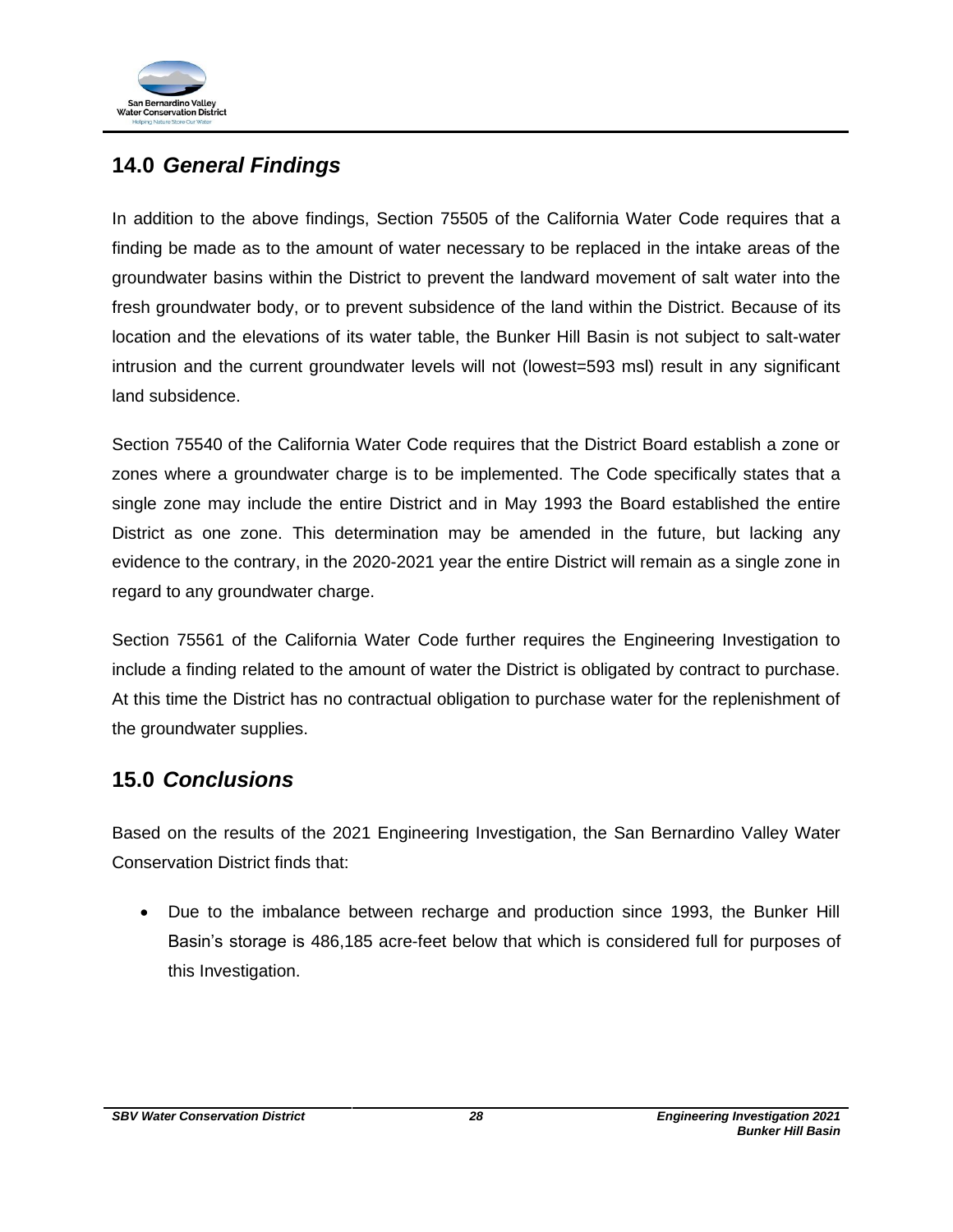## 14.0 *General Findings*

In addition to the above findings, Section 75505 of the California Water Code requires that a finding be made as to the amount of water necessary to be replaced in the intake areas of the groundwater basins within the District to prevent the landward movement of salt water into the fresh groundwater body, or to prevent subsidence of the land within the District. Because of its location and the elevations of its water table, the Bunker Hill Basin is not subject to salt-water intrusion and the current groundwater levels will not (lowest=593 msl) result in any significant land subsidence.

Section 75540 of the California Water Code requires that the District Board establish a zone or zones where a groundwater charge is to be implemented. The Code specifically states that a single zone may include the entire District and in May 1993 the Board established the entire District as one zone. This determination may be amended in the future, but lacking any evidence to the contrary, in the 2020-2021 year the entire District will remain as a single zone in regard to any groundwater charge.

Section 75561 of the California Water Code further requires the Engineering Investigation to include a finding related to the amount of water the District is obligated by contract to purchase. At this time the District has no contractual obligation to purchase water for the replenishment of the groundwater supplies.

## 15.0 *Conclusions*

Based on the results of the 2021 Engineering Investigation, the San Bernardino Valley Water Conservation District finds that:

- Due to the imbalance between recharge and production since 1993, the Bunker Hill Basin's storage is 486,185 acre-feet below that which is considered full for purposes of this Investigation.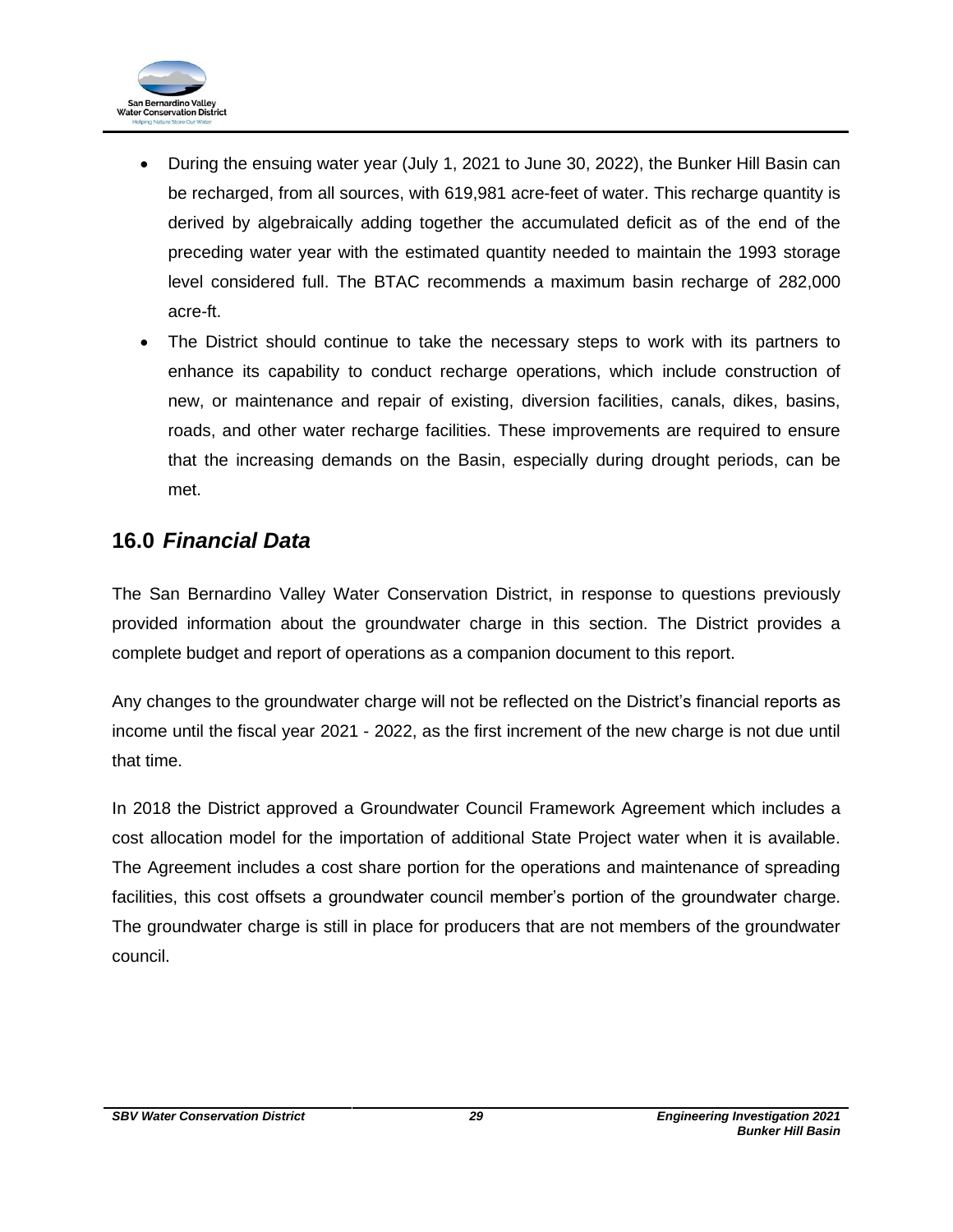- During the ensuing water year (July 1, 2021 to June 30, 2022), the Bunker Hill Basin can be recharged, from all sources, with 619,981 acre-feet of water. This recharge quantity is derived by algebraically adding together the accumulated deficit as of the end of the preceding water year with the estimated quantity needed to maintain the 1993 storage level considered full. The BTAC recommends a maximum basin recharge of 282,000 acre-ft.
- The District should continue to take the necessary steps to work with its partners to enhance its capability to conduct recharge operations, which include construction of new, or maintenance and repair of existing, diversion facilities, canals, dikes, basins, roads, and other water recharge facilities. These improvements are required to ensure that the increasing demands on the Basin, especially during drought periods, can be met.

## 16.0 *Financial Data*

The San Bernardino Valley Water Conservation District, in response to questions previously provided information about the groundwater charge in this section. The District provides a complete budget and report of operations as a companion document to this report.

Any changes to the groundwater charge will not be reflected on the District's financial reports as income until the fiscal year 2021 - 2022, as the first increment of the new charge is not due until that time.

In 2018 the District approved a Groundwater Council Framework Agreement which includes a cost allocation model for the importation of additional State Project water when it is available. The Agreement includes a cost share portion for the operations and maintenance of spreading facilities, this cost offsets a groundwater council member's portion of the groundwater charge. The groundwater charge is still in place for producers that are not members of the groundwater council.